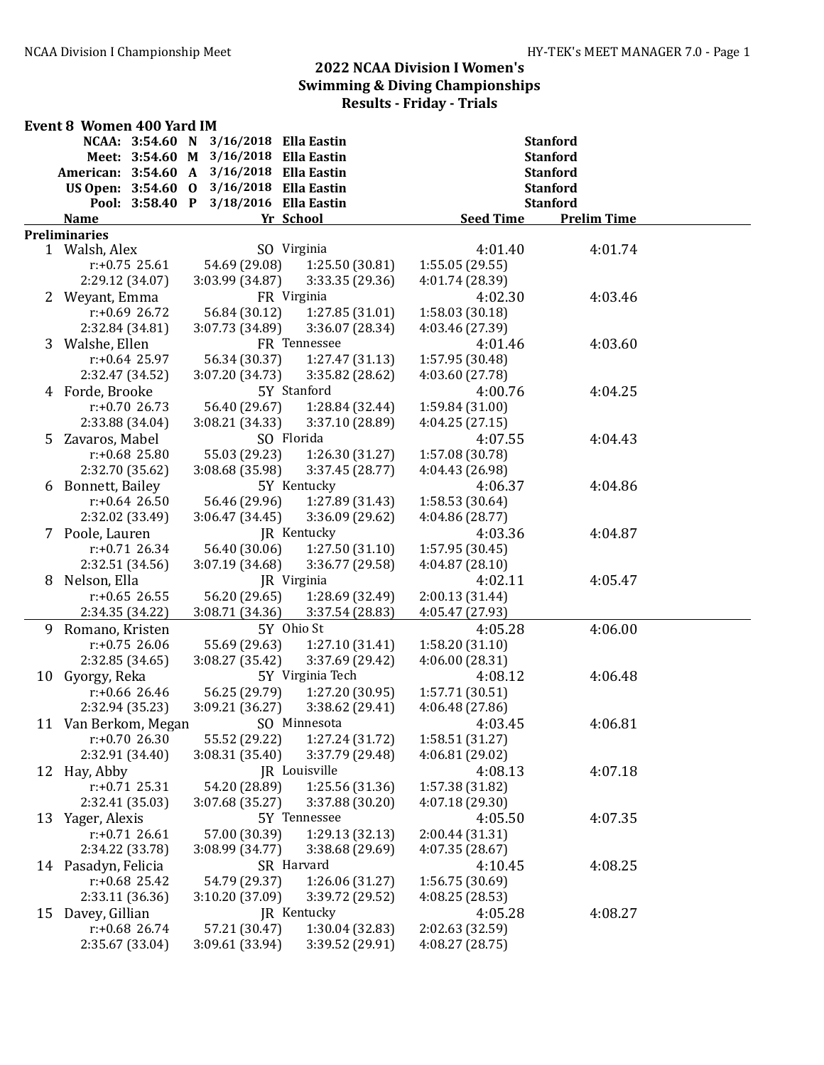# 2022 NCAA Division I Women's Swimming & Diving Championships

## Results - Friday - Trials

### Event 8 Women 400 Yard IM

| Record | Time | Code | Date | Name | School |
|---|---|---|---|---|---|
| NCAA: | 3:54.60 | N | 3/16/2018 | Ella Eastin | Stanford |
| Meet: | 3:54.60 | M | 3/16/2018 | Ella Eastin | Stanford |
| American: | 3:54.60 | A | 3/16/2018 | Ella Eastin | Stanford |
| US Open: | 3:54.60 | O | 3/16/2018 | Ella Eastin | Stanford |
| Pool: | 3:58.40 | P | 3/18/2016 | Ella Eastin | Stanford |

**Preliminaries**

| Place | Name | Yr | School | Seed Time | Prelim Time |
|---|---|---|---|---|---|
| 1 | Walsh, Alex | SO | Virginia | 4:01.40 | 4:01.74 |
| | r:+0.75 25.61 | 54.69 (29.08) | 1:25.50 (30.81) | 1:55.05 (29.55) | |
| | 2:29.12 (34.07) | 3:03.99 (34.87) | 3:33.35 (29.36) | 4:01.74 (28.39) | |
| 2 | Weyant, Emma | FR | Virginia | 4:02.30 | 4:03.46 |
| | r:+0.69 26.72 | 56.84 (30.12) | 1:27.85 (31.01) | 1:58.03 (30.18) | |
| | 2:32.84 (34.81) | 3:07.73 (34.89) | 3:36.07 (28.34) | 4:03.46 (27.39) | |
| 3 | Walshe, Ellen | FR | Tennessee | 4:01.46 | 4:03.60 |
| | r:+0.64 25.97 | 56.34 (30.37) | 1:27.47 (31.13) | 1:57.95 (30.48) | |
| | 2:32.47 (34.52) | 3:07.20 (34.73) | 3:35.82 (28.62) | 4:03.60 (27.78) | |
| 4 | Forde, Brooke | 5Y | Stanford | 4:00.76 | 4:04.25 |
| | r:+0.70 26.73 | 56.40 (29.67) | 1:28.84 (32.44) | 1:59.84 (31.00) | |
| | 2:33.88 (34.04) | 3:08.21 (34.33) | 3:37.10 (28.89) | 4:04.25 (27.15) | |
| 5 | Zavaros, Mabel | SO | Florida | 4:07.55 | 4:04.43 |
| | r:+0.68 25.80 | 55.03 (29.23) | 1:26.30 (31.27) | 1:57.08 (30.78) | |
| | 2:32.70 (35.62) | 3:08.68 (35.98) | 3:37.45 (28.77) | 4:04.43 (26.98) | |
| 6 | Bonnett, Bailey | 5Y | Kentucky | 4:06.37 | 4:04.86 |
| | r:+0.64 26.50 | 56.46 (29.96) | 1:27.89 (31.43) | 1:58.53 (30.64) | |
| | 2:32.02 (33.49) | 3:06.47 (34.45) | 3:36.09 (29.62) | 4:04.86 (28.77) | |
| 7 | Poole, Lauren | JR | Kentucky | 4:03.36 | 4:04.87 |
| | r:+0.71 26.34 | 56.40 (30.06) | 1:27.50 (31.10) | 1:57.95 (30.45) | |
| | 2:32.51 (34.56) | 3:07.19 (34.68) | 3:36.77 (29.58) | 4:04.87 (28.10) | |
| 8 | Nelson, Ella | JR | Virginia | 4:02.11 | 4:05.47 |
| | r:+0.65 26.55 | 56.20 (29.65) | 1:28.69 (32.49) | 2:00.13 (31.44) | |
| | 2:34.35 (34.22) | 3:08.71 (34.36) | 3:37.54 (28.83) | 4:05.47 (27.93) | |
| 9 | Romano, Kristen | 5Y | Ohio St | 4:05.28 | 4:06.00 |
| | r:+0.75 26.06 | 55.69 (29.63) | 1:27.10 (31.41) | 1:58.20 (31.10) | |
| | 2:32.85 (34.65) | 3:08.27 (35.42) | 3:37.69 (29.42) | 4:06.00 (28.31) | |
| 10 | Gyorgy, Reka | 5Y | Virginia Tech | 4:08.12 | 4:06.48 |
| | r:+0.66 26.46 | 56.25 (29.79) | 1:27.20 (30.95) | 1:57.71 (30.51) | |
| | 2:32.94 (35.23) | 3:09.21 (36.27) | 3:38.62 (29.41) | 4:06.48 (27.86) | |
| 11 | Van Berkom, Megan | SO | Minnesota | 4:03.45 | 4:06.81 |
| | r:+0.70 26.30 | 55.52 (29.22) | 1:27.24 (31.72) | 1:58.51 (31.27) | |
| | 2:32.91 (34.40) | 3:08.31 (35.40) | 3:37.79 (29.48) | 4:06.81 (29.02) | |
| 12 | Hay, Abby | JR | Louisville | 4:08.13 | 4:07.18 |
| | r:+0.71 25.31 | 54.20 (28.89) | 1:25.56 (31.36) | 1:57.38 (31.82) | |
| | 2:32.41 (35.03) | 3:07.68 (35.27) | 3:37.88 (30.20) | 4:07.18 (29.30) | |
| 13 | Yager, Alexis | 5Y | Tennessee | 4:05.50 | 4:07.35 |
| | r:+0.71 26.61 | 57.00 (30.39) | 1:29.13 (32.13) | 2:00.44 (31.31) | |
| | 2:34.22 (33.78) | 3:08.99 (34.77) | 3:38.68 (29.69) | 4:07.35 (28.67) | |
| 14 | Pasadyn, Felicia | SR | Harvard | 4:10.45 | 4:08.25 |
| | r:+0.68 25.42 | 54.79 (29.37) | 1:26.06 (31.27) | 1:56.75 (30.69) | |
| | 2:33.11 (36.36) | 3:10.20 (37.09) | 3:39.72 (29.52) | 4:08.25 (28.53) | |
| 15 | Davey, Gillian | JR | Kentucky | 4:05.28 | 4:08.27 |
| | r:+0.68 26.74 | 57.21 (30.47) | 1:30.04 (32.83) | 2:02.63 (32.59) | |
| | 2:35.67 (33.04) | 3:09.61 (33.94) | 3:39.52 (29.91) | 4:08.27 (28.75) | |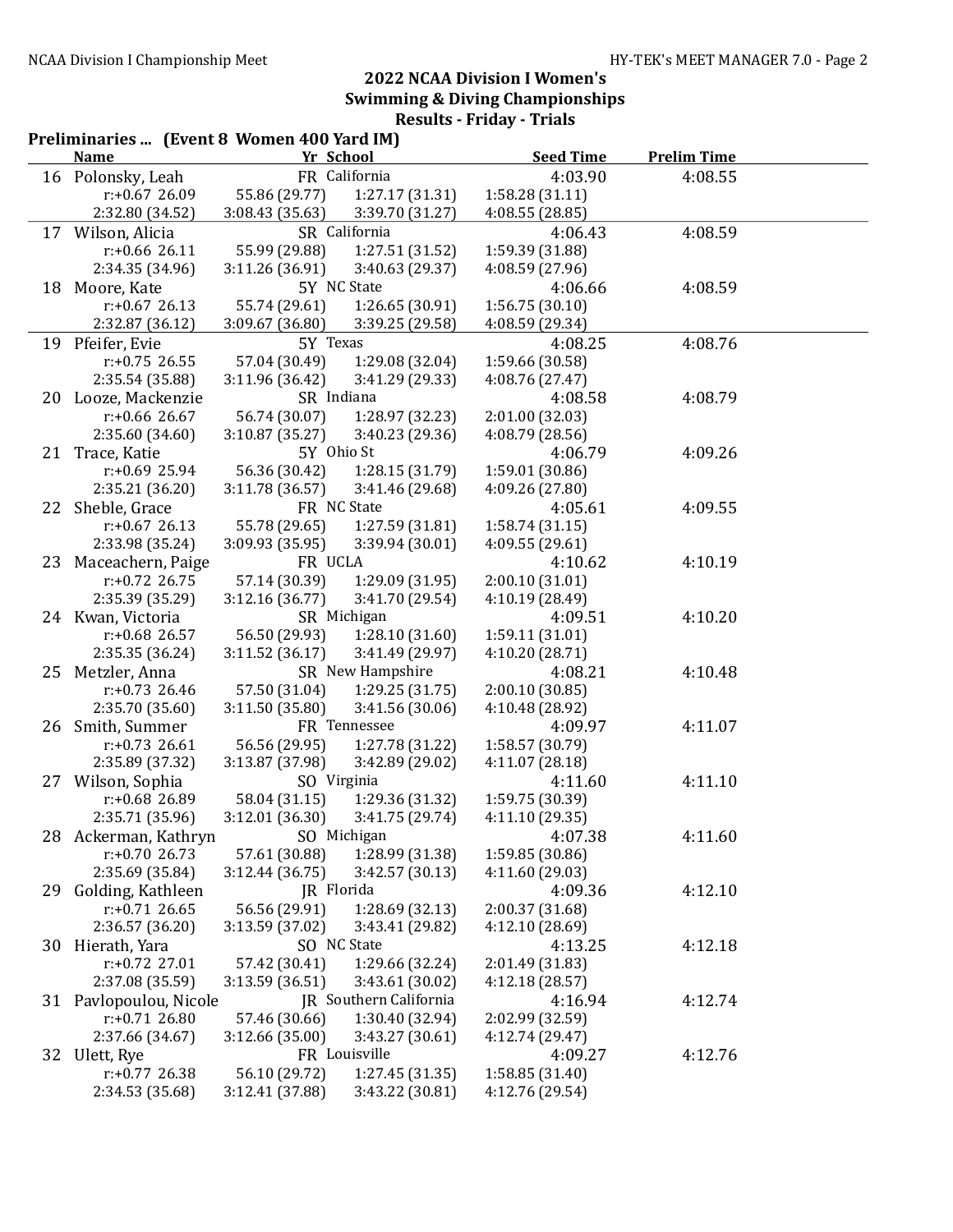## 2022 NCAA Division I Women's Swimming & Diving Championships

### Results - Friday - Trials

**Preliminaries ... (Event 8 Women 400 Yard IM)**

| | Name | Yr | School | Seed Time | Prelim Time |
|---|---|---|---|---|---|
| 16 | Polonsky, Leah | FR | California | 4:03.90 | 4:08.55 |
| | r:+0.67 26.09 | 55.86 (29.77) | 1:27.17 (31.31) | 1:58.28 (31.11) | |
| | 2:32.80 (34.52) | 3:08.43 (35.63) | 3:39.70 (31.27) | 4:08.55 (28.85) | |
| 17 | Wilson, Alicia | SR | California | 4:06.43 | 4:08.59 |
| | r:+0.66 26.11 | 55.99 (29.88) | 1:27.51 (31.52) | 1:59.39 (31.88) | |
| | 2:34.35 (34.96) | 3:11.26 (36.91) | 3:40.63 (29.37) | 4:08.59 (27.96) | |
| 18 | Moore, Kate | 5Y | NC State | 4:06.66 | 4:08.59 |
| | r:+0.67 26.13 | 55.74 (29.61) | 1:26.65 (30.91) | 1:56.75 (30.10) | |
| | 2:32.87 (36.12) | 3:09.67 (36.80) | 3:39.25 (29.58) | 4:08.59 (29.34) | |
| 19 | Pfeifer, Evie | 5Y | Texas | 4:08.25 | 4:08.76 |
| | r:+0.75 26.55 | 57.04 (30.49) | 1:29.08 (32.04) | 1:59.66 (30.58) | |
| | 2:35.54 (35.88) | 3:11.96 (36.42) | 3:41.29 (29.33) | 4:08.76 (27.47) | |
| 20 | Looze, Mackenzie | SR | Indiana | 4:08.58 | 4:08.79 |
| | r:+0.66 26.67 | 56.74 (30.07) | 1:28.97 (32.23) | 2:01.00 (32.03) | |
| | 2:35.60 (34.60) | 3:10.87 (35.27) | 3:40.23 (29.36) | 4:08.79 (28.56) | |
| 21 | Trace, Katie | 5Y | Ohio St | 4:06.79 | 4:09.26 |
| | r:+0.69 25.94 | 56.36 (30.42) | 1:28.15 (31.79) | 1:59.01 (30.86) | |
| | 2:35.21 (36.20) | 3:11.78 (36.57) | 3:41.46 (29.68) | 4:09.26 (27.80) | |
| 22 | Sheble, Grace | FR | NC State | 4:05.61 | 4:09.55 |
| | r:+0.67 26.13 | 55.78 (29.65) | 1:27.59 (31.81) | 1:58.74 (31.15) | |
| | 2:33.98 (35.24) | 3:09.93 (35.95) | 3:39.94 (30.01) | 4:09.55 (29.61) | |
| 23 | Maceachern, Paige | FR | UCLA | 4:10.62 | 4:10.19 |
| | r:+0.72 26.75 | 57.14 (30.39) | 1:29.09 (31.95) | 2:00.10 (31.01) | |
| | 2:35.39 (35.29) | 3:12.16 (36.77) | 3:41.70 (29.54) | 4:10.19 (28.49) | |
| 24 | Kwan, Victoria | SR | Michigan | 4:09.51 | 4:10.20 |
| | r:+0.68 26.57 | 56.50 (29.93) | 1:28.10 (31.60) | 1:59.11 (31.01) | |
| | 2:35.35 (36.24) | 3:11.52 (36.17) | 3:41.49 (29.97) | 4:10.20 (28.71) | |
| 25 | Metzler, Anna | SR | New Hampshire | 4:08.21 | 4:10.48 |
| | r:+0.73 26.46 | 57.50 (31.04) | 1:29.25 (31.75) | 2:00.10 (30.85) | |
| | 2:35.70 (35.60) | 3:11.50 (35.80) | 3:41.56 (30.06) | 4:10.48 (28.92) | |
| 26 | Smith, Summer | FR | Tennessee | 4:09.97 | 4:11.07 |
| | r:+0.73 26.61 | 56.56 (29.95) | 1:27.78 (31.22) | 1:58.57 (30.79) | |
| | 2:35.89 (37.32) | 3:13.87 (37.98) | 3:42.89 (29.02) | 4:11.07 (28.18) | |
| 27 | Wilson, Sophia | SO | Virginia | 4:11.60 | 4:11.10 |
| | r:+0.68 26.89 | 58.04 (31.15) | 1:29.36 (31.32) | 1:59.75 (30.39) | |
| | 2:35.71 (35.96) | 3:12.01 (36.30) | 3:41.75 (29.74) | 4:11.10 (29.35) | |
| 28 | Ackerman, Kathryn | SO | Michigan | 4:07.38 | 4:11.60 |
| | r:+0.70 26.73 | 57.61 (30.88) | 1:28.99 (31.38) | 1:59.85 (30.86) | |
| | 2:35.69 (35.84) | 3:12.44 (36.75) | 3:42.57 (30.13) | 4:11.60 (29.03) | |
| 29 | Golding, Kathleen | JR | Florida | 4:09.36 | 4:12.10 |
| | r:+0.71 26.65 | 56.56 (29.91) | 1:28.69 (32.13) | 2:00.37 (31.68) | |
| | 2:36.57 (36.20) | 3:13.59 (37.02) | 3:43.41 (29.82) | 4:12.10 (28.69) | |
| 30 | Hierath, Yara | SO | NC State | 4:13.25 | 4:12.18 |
| | r:+0.72 27.01 | 57.42 (30.41) | 1:29.66 (32.24) | 2:01.49 (31.83) | |
| | 2:37.08 (35.59) | 3:13.59 (36.51) | 3:43.61 (30.02) | 4:12.18 (28.57) | |
| 31 | Pavlopoulou, Nicole | JR | Southern California | 4:16.94 | 4:12.74 |
| | r:+0.71 26.80 | 57.46 (30.66) | 1:30.40 (32.94) | 2:02.99 (32.59) | |
| | 2:37.66 (34.67) | 3:12.66 (35.00) | 3:43.27 (30.61) | 4:12.74 (29.47) | |
| 32 | Ulett, Rye | FR | Louisville | 4:09.27 | 4:12.76 |
| | r:+0.77 26.38 | 56.10 (29.72) | 1:27.45 (31.35) | 1:58.85 (31.40) | |
| | 2:34.53 (35.68) | 3:12.41 (37.88) | 3:43.22 (30.81) | 4:12.76 (29.54) | |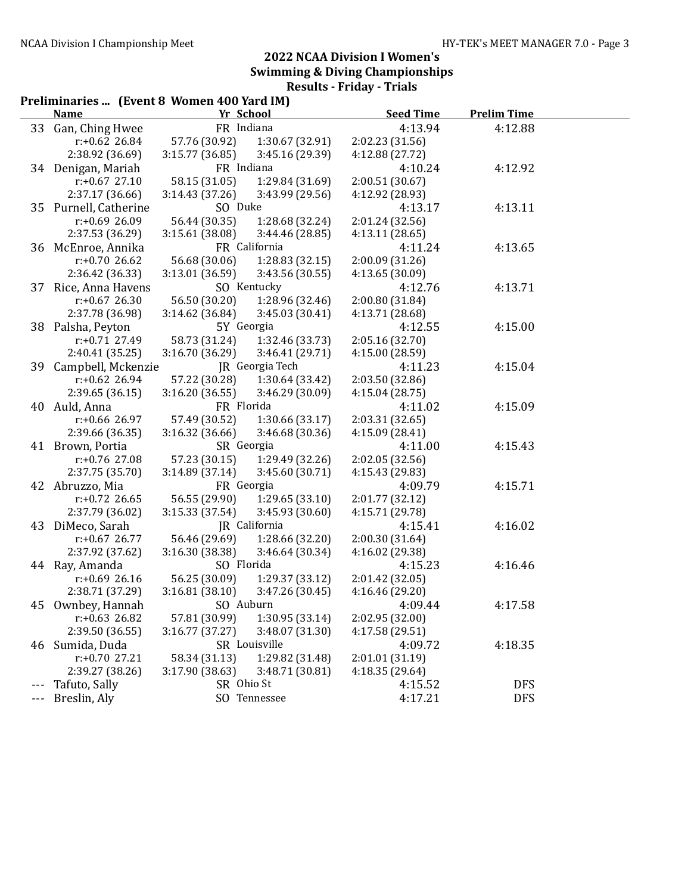## 2022 NCAA Division I Women's Swimming & Diving Championships

### Results - Friday - Trials

**Preliminaries ... (Event 8 Women 400 Yard IM)**

| | Name | Yr | School | Seed Time | Prelim Time |
|---|---|---|---|---|---|
| 33 | Gan, Ching Hwee | FR | Indiana | 4:13.94 | 4:12.88 |
| | r:+0.62 26.84 | 57.76 (30.92) | 1:30.67 (32.91) | 2:02.23 (31.56) | |
| | 2:38.92 (36.69) | 3:15.77 (36.85) | 3:45.16 (29.39) | 4:12.88 (27.72) | |
| 34 | Denigan, Mariah | FR | Indiana | 4:10.24 | 4:12.92 |
| | r:+0.67 27.10 | 58.15 (31.05) | 1:29.84 (31.69) | 2:00.51 (30.67) | |
| | 2:37.17 (36.66) | 3:14.43 (37.26) | 3:43.99 (29.56) | 4:12.92 (28.93) | |
| 35 | Purnell, Catherine | SO | Duke | 4:13.17 | 4:13.11 |
| | r:+0.69 26.09 | 56.44 (30.35) | 1:28.68 (32.24) | 2:01.24 (32.56) | |
| | 2:37.53 (36.29) | 3:15.61 (38.08) | 3:44.46 (28.85) | 4:13.11 (28.65) | |
| 36 | McEnroe, Annika | FR | California | 4:11.24 | 4:13.65 |
| | r:+0.70 26.62 | 56.68 (30.06) | 1:28.83 (32.15) | 2:00.09 (31.26) | |
| | 2:36.42 (36.33) | 3:13.01 (36.59) | 3:43.56 (30.55) | 4:13.65 (30.09) | |
| 37 | Rice, Anna Havens | SO | Kentucky | 4:12.76 | 4:13.71 |
| | r:+0.67 26.30 | 56.50 (30.20) | 1:28.96 (32.46) | 2:00.80 (31.84) | |
| | 2:37.78 (36.98) | 3:14.62 (36.84) | 3:45.03 (30.41) | 4:13.71 (28.68) | |
| 38 | Palsha, Peyton | 5Y | Georgia | 4:12.55 | 4:15.00 |
| | r:+0.71 27.49 | 58.73 (31.24) | 1:32.46 (33.73) | 2:05.16 (32.70) | |
| | 2:40.41 (35.25) | 3:16.70 (36.29) | 3:46.41 (29.71) | 4:15.00 (28.59) | |
| 39 | Campbell, Mckenzie | JR | Georgia Tech | 4:11.23 | 4:15.04 |
| | r:+0.62 26.94 | 57.22 (30.28) | 1:30.64 (33.42) | 2:03.50 (32.86) | |
| | 2:39.65 (36.15) | 3:16.20 (36.55) | 3:46.29 (30.09) | 4:15.04 (28.75) | |
| 40 | Auld, Anna | FR | Florida | 4:11.02 | 4:15.09 |
| | r:+0.66 26.97 | 57.49 (30.52) | 1:30.66 (33.17) | 2:03.31 (32.65) | |
| | 2:39.66 (36.35) | 3:16.32 (36.66) | 3:46.68 (30.36) | 4:15.09 (28.41) | |
| 41 | Brown, Portia | SR | Georgia | 4:11.00 | 4:15.43 |
| | r:+0.76 27.08 | 57.23 (30.15) | 1:29.49 (32.26) | 2:02.05 (32.56) | |
| | 2:37.75 (35.70) | 3:14.89 (37.14) | 3:45.60 (30.71) | 4:15.43 (29.83) | |
| 42 | Abruzzo, Mia | FR | Georgia | 4:09.79 | 4:15.71 |
| | r:+0.72 26.65 | 56.55 (29.90) | 1:29.65 (33.10) | 2:01.77 (32.12) | |
| | 2:37.79 (36.02) | 3:15.33 (37.54) | 3:45.93 (30.60) | 4:15.71 (29.78) | |
| 43 | DiMeco, Sarah | JR | California | 4:15.41 | 4:16.02 |
| | r:+0.67 26.77 | 56.46 (29.69) | 1:28.66 (32.20) | 2:00.30 (31.64) | |
| | 2:37.92 (37.62) | 3:16.30 (38.38) | 3:46.64 (30.34) | 4:16.02 (29.38) | |
| 44 | Ray, Amanda | SO | Florida | 4:15.23 | 4:16.46 |
| | r:+0.69 26.16 | 56.25 (30.09) | 1:29.37 (33.12) | 2:01.42 (32.05) | |
| | 2:38.71 (37.29) | 3:16.81 (38.10) | 3:47.26 (30.45) | 4:16.46 (29.20) | |
| 45 | Ownbey, Hannah | SO | Auburn | 4:09.44 | 4:17.58 |
| | r:+0.63 26.82 | 57.81 (30.99) | 1:30.95 (33.14) | 2:02.95 (32.00) | |
| | 2:39.50 (36.55) | 3:16.77 (37.27) | 3:48.07 (31.30) | 4:17.58 (29.51) | |
| 46 | Sumida, Duda | SR | Louisville | 4:09.72 | 4:18.35 |
| | r:+0.70 27.21 | 58.34 (31.13) | 1:29.82 (31.48) | 2:01.01 (31.19) | |
| | 2:39.27 (38.26) | 3:17.90 (38.63) | 3:48.71 (30.81) | 4:18.35 (29.64) | |
| --- | Tafuto, Sally | SR | Ohio St | 4:15.52 | DFS |
| --- | Breslin, Aly | SO | Tennessee | 4:17.21 | DFS |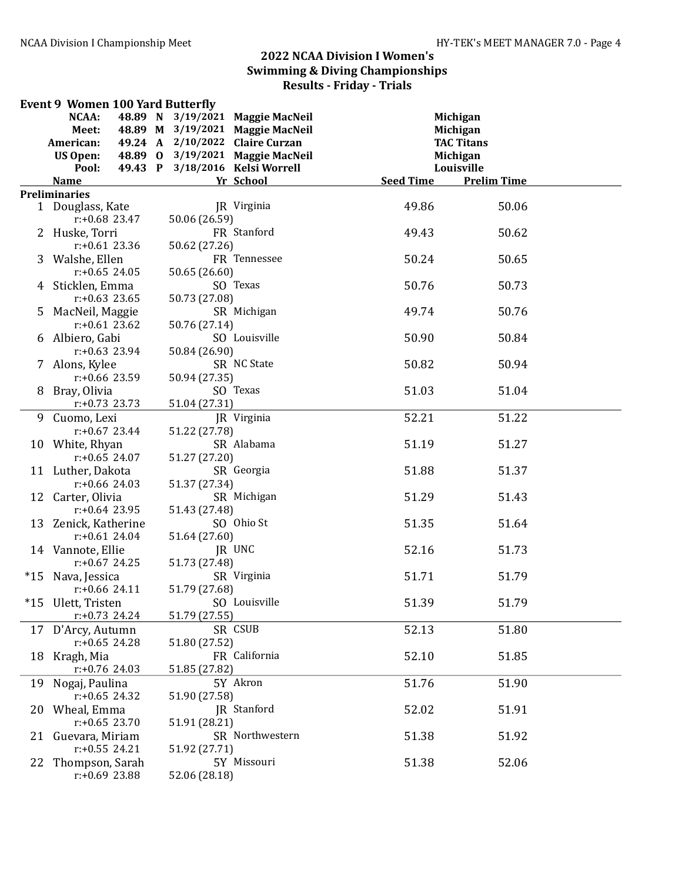# 2022 NCAA Division I Women's Swimming & Diving Championships

## Results - Friday - Trials

### Event 9 Women 100 Yard Butterfly

| | | | | | |
|---|---|---|---|---|---|
| NCAA: | 48.89 | N | 3/19/2021 | Maggie MacNeil | Michigan |
| Meet: | 48.89 | M | 3/19/2021 | Maggie MacNeil | Michigan |
| American: | 49.24 | A | 2/10/2022 | Claire Curzan | TAC Titans |
| US Open: | 48.89 | O | 3/19/2021 | Maggie MacNeil | Michigan |
| Pool: | 49.43 | P | 3/18/2016 | Kelsi Worrell | Louisville |

**Preliminaries**

| Place | Name | Yr | School | Seed Time | Prelim Time | Splits |
|---|---|---|---|---|---|---|
| 1 | Douglass, Kate | JR | Virginia | 49.86 | 50.06 | r:+0.68 23.47 50.06 (26.59) |
| 2 | Huske, Torri | FR | Stanford | 49.43 | 50.62 | r:+0.61 23.36 50.62 (27.26) |
| 3 | Walshe, Ellen | FR | Tennessee | 50.24 | 50.65 | r:+0.65 24.05 50.65 (26.60) |
| 4 | Sticklen, Emma | SO | Texas | 50.76 | 50.73 | r:+0.63 23.65 50.73 (27.08) |
| 5 | MacNeil, Maggie | SR | Michigan | 49.74 | 50.76 | r:+0.61 23.62 50.76 (27.14) |
| 6 | Albiero, Gabi | SO | Louisville | 50.90 | 50.84 | r:+0.63 23.94 50.84 (26.90) |
| 7 | Alons, Kylee | SR | NC State | 50.82 | 50.94 | r:+0.66 23.59 50.94 (27.35) |
| 8 | Bray, Olivia | SO | Texas | 51.03 | 51.04 | r:+0.73 23.73 51.04 (27.31) |
| 9 | Cuomo, Lexi | JR | Virginia | 52.21 | 51.22 | r:+0.67 23.44 51.22 (27.78) |
| 10 | White, Rhyan | SR | Alabama | 51.19 | 51.27 | r:+0.65 24.07 51.27 (27.20) |
| 11 | Luther, Dakota | SR | Georgia | 51.88 | 51.37 | r:+0.66 24.03 51.37 (27.34) |
| 12 | Carter, Olivia | SR | Michigan | 51.29 | 51.43 | r:+0.64 23.95 51.43 (27.48) |
| 13 | Zenick, Katherine | SO | Ohio St | 51.35 | 51.64 | r:+0.61 24.04 51.64 (27.60) |
| 14 | Vannote, Ellie | JR | UNC | 52.16 | 51.73 | r:+0.67 24.25 51.73 (27.48) |
| *15 | Nava, Jessica | SR | Virginia | 51.71 | 51.79 | r:+0.66 24.11 51.79 (27.68) |
| *15 | Ulett, Tristen | SO | Louisville | 51.39 | 51.79 | r:+0.73 24.24 51.79 (27.55) |
| 17 | D'Arcy, Autumn | SR | CSUB | 52.13 | 51.80 | r:+0.65 24.28 51.80 (27.52) |
| 18 | Kragh, Mia | FR | California | 52.10 | 51.85 | r:+0.76 24.03 51.85 (27.82) |
| 19 | Nogaj, Paulina | 5Y | Akron | 51.76 | 51.90 | r:+0.65 24.32 51.90 (27.58) |
| 20 | Wheal, Emma | JR | Stanford | 52.02 | 51.91 | r:+0.65 23.70 51.91 (28.21) |
| 21 | Guevara, Miriam | SR | Northwestern | 51.38 | 51.92 | r:+0.55 24.21 51.92 (27.71) |
| 22 | Thompson, Sarah | 5Y | Missouri | 51.38 | 52.06 | r:+0.69 23.88 52.06 (28.18) |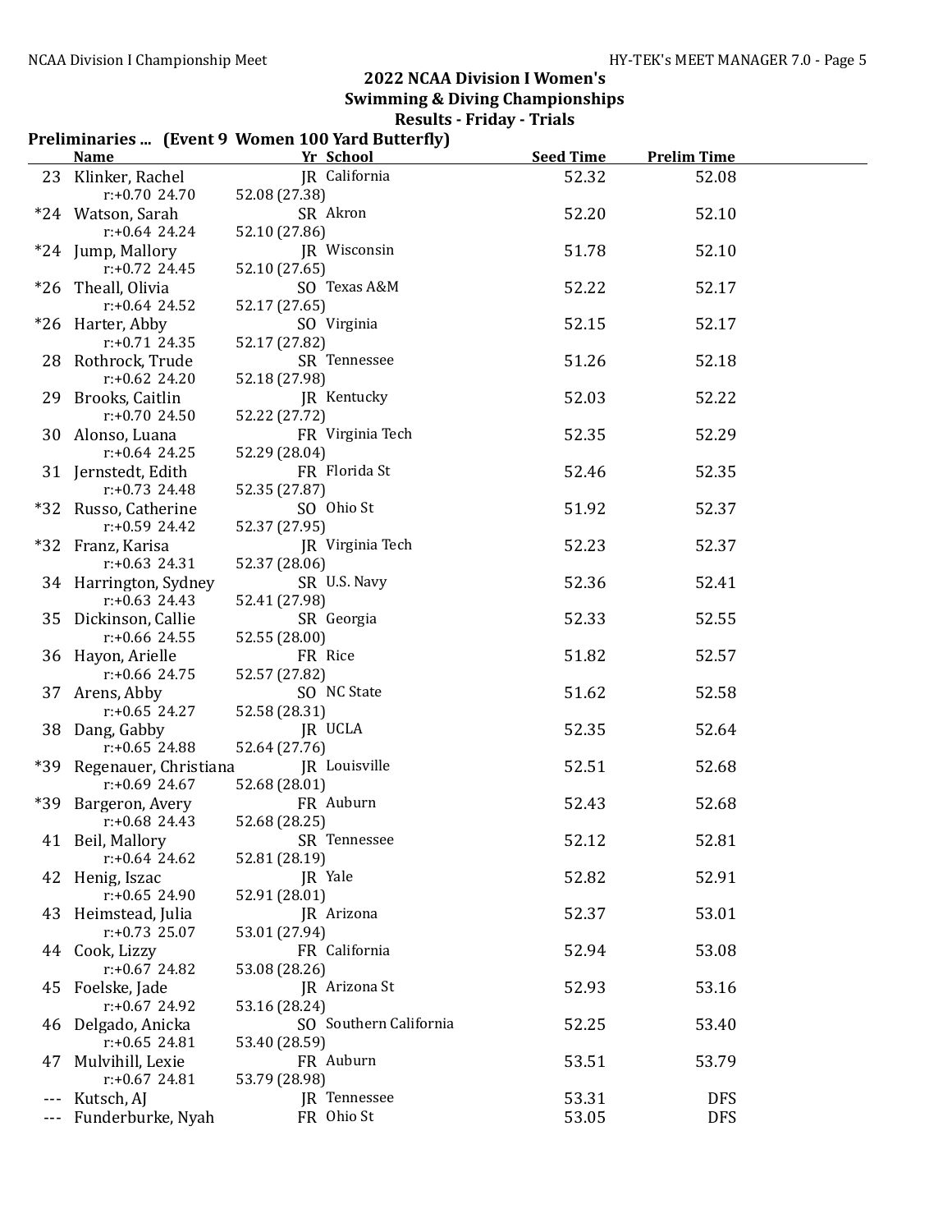## 2022 NCAA Division I Women's Swimming & Diving Championships

### Results - Friday - Trials

**Preliminaries ... (Event 9 Women 100 Yard Butterfly)**

| | Name | Yr | School | Seed Time | Prelim Time |
|---|---|---|---|---|---|
| 23 | Klinker, Rachel | JR | California | 52.32 | 52.08 |
| | r:+0.70 24.70 | 52.08 (27.38) | | | |
| *24 | Watson, Sarah | SR | Akron | 52.20 | 52.10 |
| | r:+0.64 24.24 | 52.10 (27.86) | | | |
| *24 | Jump, Mallory | JR | Wisconsin | 51.78 | 52.10 |
| | r:+0.72 24.45 | 52.10 (27.65) | | | |
| *26 | Theall, Olivia | SO | Texas A&M | 52.22 | 52.17 |
| | r:+0.64 24.52 | 52.17 (27.65) | | | |
| *26 | Harter, Abby | SO | Virginia | 52.15 | 52.17 |
| | r:+0.71 24.35 | 52.17 (27.82) | | | |
| 28 | Rothrock, Trude | SR | Tennessee | 51.26 | 52.18 |
| | r:+0.62 24.20 | 52.18 (27.98) | | | |
| 29 | Brooks, Caitlin | JR | Kentucky | 52.03 | 52.22 |
| | r:+0.70 24.50 | 52.22 (27.72) | | | |
| 30 | Alonso, Luana | FR | Virginia Tech | 52.35 | 52.29 |
| | r:+0.64 24.25 | 52.29 (28.04) | | | |
| 31 | Jernstedt, Edith | FR | Florida St | 52.46 | 52.35 |
| | r:+0.73 24.48 | 52.35 (27.87) | | | |
| *32 | Russo, Catherine | SO | Ohio St | 51.92 | 52.37 |
| | r:+0.59 24.42 | 52.37 (27.95) | | | |
| *32 | Franz, Karisa | JR | Virginia Tech | 52.23 | 52.37 |
| | r:+0.63 24.31 | 52.37 (28.06) | | | |
| 34 | Harrington, Sydney | SR | U.S. Navy | 52.36 | 52.41 |
| | r:+0.63 24.43 | 52.41 (27.98) | | | |
| 35 | Dickinson, Callie | SR | Georgia | 52.33 | 52.55 |
| | r:+0.66 24.55 | 52.55 (28.00) | | | |
| 36 | Hayon, Arielle | FR | Rice | 51.82 | 52.57 |
| | r:+0.66 24.75 | 52.57 (27.82) | | | |
| 37 | Arens, Abby | SO | NC State | 51.62 | 52.58 |
| | r:+0.65 24.27 | 52.58 (28.31) | | | |
| 38 | Dang, Gabby | JR | UCLA | 52.35 | 52.64 |
| | r:+0.65 24.88 | 52.64 (27.76) | | | |
| *39 | Regenauer, Christiana | JR | Louisville | 52.51 | 52.68 |
| | r:+0.69 24.67 | 52.68 (28.01) | | | |
| *39 | Bargeron, Avery | FR | Auburn | 52.43 | 52.68 |
| | r:+0.68 24.43 | 52.68 (28.25) | | | |
| 41 | Beil, Mallory | SR | Tennessee | 52.12 | 52.81 |
| | r:+0.64 24.62 | 52.81 (28.19) | | | |
| 42 | Henig, Iszac | JR | Yale | 52.82 | 52.91 |
| | r:+0.65 24.90 | 52.91 (28.01) | | | |
| 43 | Heimstead, Julia | JR | Arizona | 52.37 | 53.01 |
| | r:+0.73 25.07 | 53.01 (27.94) | | | |
| 44 | Cook, Lizzy | FR | California | 52.94 | 53.08 |
| | r:+0.67 24.82 | 53.08 (28.26) | | | |
| 45 | Foelske, Jade | JR | Arizona St | 52.93 | 53.16 |
| | r:+0.67 24.92 | 53.16 (28.24) | | | |
| 46 | Delgado, Anicka | SO | Southern California | 52.25 | 53.40 |
| | r:+0.65 24.81 | 53.40 (28.59) | | | |
| 47 | Mulvihill, Lexie | FR | Auburn | 53.51 | 53.79 |
| | r:+0.67 24.81 | 53.79 (28.98) | | | |
| --- | Kutsch, AJ | JR | Tennessee | 53.31 | DFS |
| --- | Funderburke, Nyah | FR | Ohio St | 53.05 | DFS |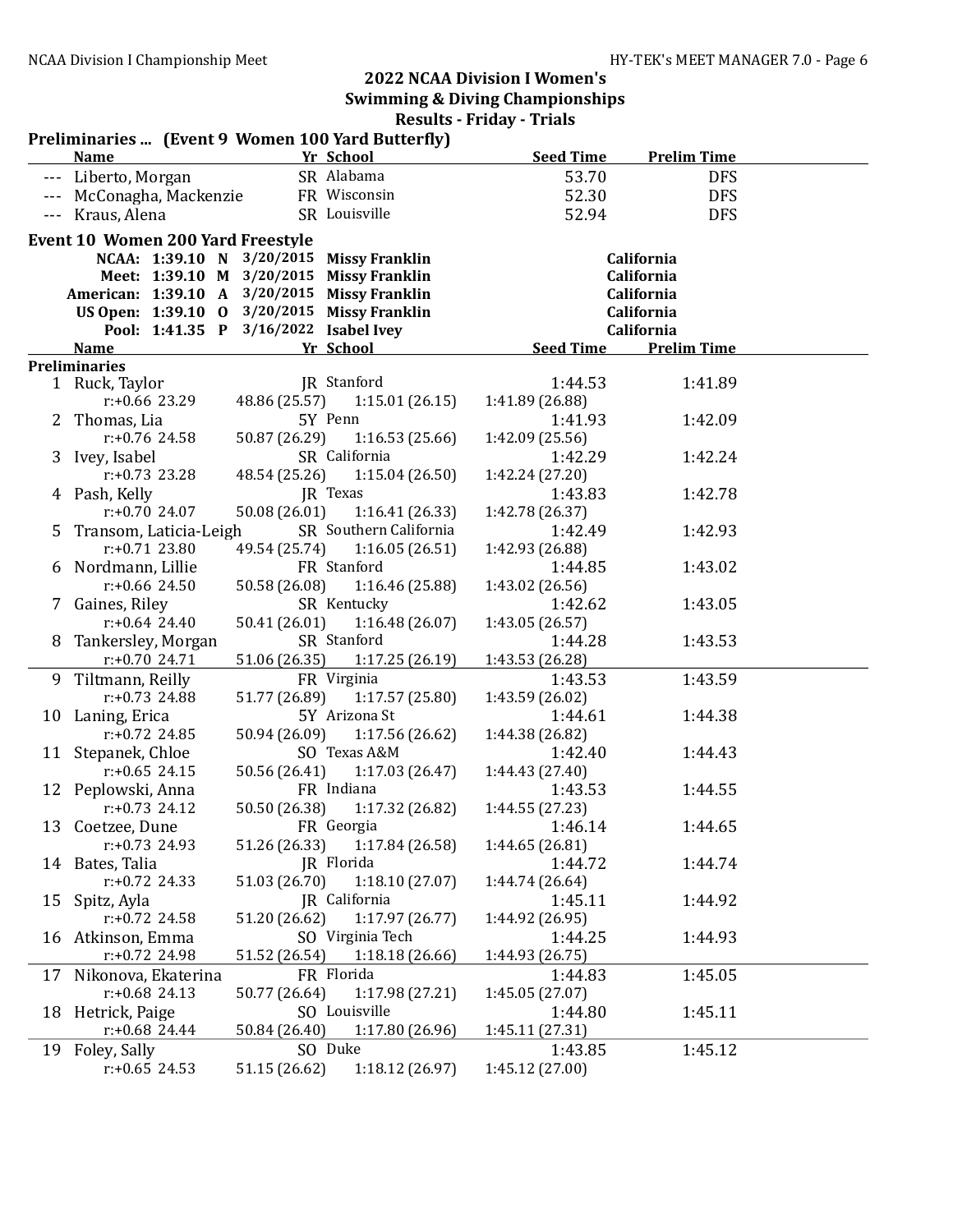## 2022 NCAA Division I Women's Swimming & Diving Championships

### Results - Friday - Trials

**Preliminaries ... (Event 9 Women 100 Yard Butterfly)**

| | Name | Yr | School | Seed Time | Prelim Time |
|---|---|---|---|---|---|
| --- | Liberto, Morgan | SR | Alabama | 53.70 | DFS |
| --- | McConagha, Mackenzie | FR | Wisconsin | 52.30 | DFS |
| --- | Kraus, Alena | SR | Louisville | 52.94 | DFS |

**Event 10 Women 200 Yard Freestyle**

| Record | Time | Code | Date | Name | School |
|---|---|---|---|---|---|
| NCAA: | 1:39.10 | N | 3/20/2015 | Missy Franklin | California |
| Meet: | 1:39.10 | M | 3/20/2015 | Missy Franklin | California |
| American: | 1:39.10 | A | 3/20/2015 | Missy Franklin | California |
| US Open: | 1:39.10 | O | 3/20/2015 | Missy Franklin | California |
| Pool: | 1:41.35 | P | 3/16/2022 | Isabel Ivey | California |

**Preliminaries**

| | Name | Yr | School | Seed Time | Prelim Time |
|---|---|---|---|---|---|
| 1 | Ruck, Taylor | JR | Stanford | 1:44.53 | 1:41.89 |
| | r:+0.66 24.29 | 48.86 (25.57) | 1:15.01 (26.15) | 1:41.89 (26.88) | |
| 2 | Thomas, Lia | 5Y | Penn | 1:41.93 | 1:42.09 |
| | r:+0.76 24.58 | 50.87 (26.29) | 1:16.53 (25.66) | 1:42.09 (25.56) | |
| 3 | Ivey, Isabel | SR | California | 1:42.29 | 1:42.24 |
| | r:+0.73 23.28 | 48.54 (25.26) | 1:15.04 (26.50) | 1:42.24 (27.20) | |
| 4 | Pash, Kelly | JR | Texas | 1:43.83 | 1:42.78 |
| | r:+0.70 24.07 | 50.08 (26.01) | 1:16.41 (26.33) | 1:42.78 (26.37) | |
| 5 | Transom, Laticia-Leigh | SR | Southern California | 1:42.49 | 1:42.93 |
| | r:+0.71 23.80 | 49.54 (25.74) | 1:16.05 (26.51) | 1:42.93 (26.88) | |
| 6 | Nordmann, Lillie | FR | Stanford | 1:44.85 | 1:43.02 |
| | r:+0.66 24.50 | 50.58 (26.08) | 1:16.46 (25.88) | 1:43.02 (26.56) | |
| 7 | Gaines, Riley | SR | Kentucky | 1:42.62 | 1:43.05 |
| | r:+0.64 24.40 | 50.41 (26.01) | 1:16.48 (26.07) | 1:43.05 (26.57) | |
| 8 | Tankersley, Morgan | SR | Stanford | 1:44.28 | 1:43.53 |
| | r:+0.70 24.71 | 51.06 (26.35) | 1:17.25 (26.19) | 1:43.53 (26.28) | |
| 9 | Tiltmann, Reilly | FR | Virginia | 1:43.53 | 1:43.59 |
| | r:+0.73 24.88 | 51.77 (26.89) | 1:17.57 (25.80) | 1:43.59 (26.02) | |
| 10 | Laning, Erica | 5Y | Arizona St | 1:44.61 | 1:44.38 |
| | r:+0.72 24.85 | 50.94 (26.09) | 1:17.56 (26.62) | 1:44.38 (26.82) | |
| 11 | Stepanek, Chloe | SO | Texas A&M | 1:42.40 | 1:44.43 |
| | r:+0.65 24.15 | 50.56 (26.41) | 1:17.03 (26.47) | 1:44.43 (27.40) | |
| 12 | Peplowski, Anna | FR | Indiana | 1:43.53 | 1:44.55 |
| | r:+0.73 24.12 | 50.50 (26.38) | 1:17.32 (26.82) | 1:44.55 (27.23) | |
| 13 | Coetzee, Dune | FR | Georgia | 1:46.14 | 1:44.65 |
| | r:+0.73 24.93 | 51.26 (26.33) | 1:17.84 (26.58) | 1:44.65 (26.81) | |
| 14 | Bates, Talia | JR | Florida | 1:44.72 | 1:44.74 |
| | r:+0.72 24.33 | 51.03 (26.70) | 1:18.10 (27.07) | 1:44.74 (26.64) | |
| 15 | Spitz, Ayla | JR | California | 1:45.11 | 1:44.92 |
| | r:+0.72 24.58 | 51.20 (26.62) | 1:17.97 (26.77) | 1:44.92 (26.95) | |
| 16 | Atkinson, Emma | SO | Virginia Tech | 1:44.25 | 1:44.93 |
| | r:+0.72 24.98 | 51.52 (26.54) | 1:18.18 (26.66) | 1:44.93 (26.75) | |
| 17 | Nikonova, Ekaterina | FR | Florida | 1:44.83 | 1:45.05 |
| | r:+0.68 24.13 | 50.77 (26.64) | 1:17.98 (27.21) | 1:45.05 (27.07) | |
| 18 | Hetrick, Paige | SO | Louisville | 1:44.80 | 1:45.11 |
| | r:+0.68 24.44 | 50.84 (26.40) | 1:17.80 (26.96) | 1:45.11 (27.31) | |
| 19 | Foley, Sally | SO | Duke | 1:43.85 | 1:45.12 |
| | r:+0.65 24.53 | 51.15 (26.62) | 1:18.12 (26.97) | 1:45.12 (27.00) | |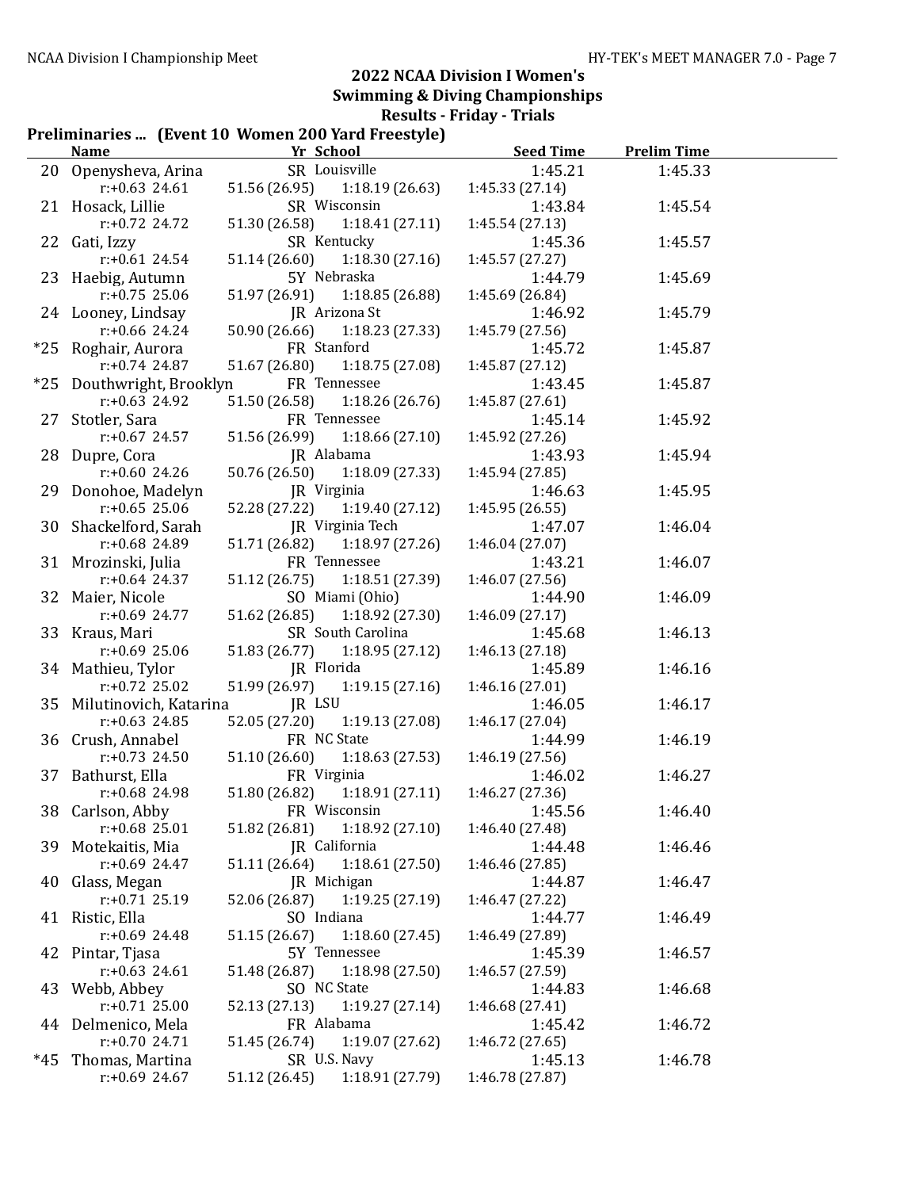## 2022 NCAA Division I Women's Swimming & Diving Championships

### Results - Friday - Trials

**Preliminaries ... (Event 10 Women 200 Yard Freestyle)**

| | Name | Yr | School | Seed Time | Prelim Time |
|---|---|---|---|---|---|
| 20 | Openysheva, Arina | SR | Louisville | 1:45.21 | 1:45.33 |
| | r:+0.63 24.61 | 51.56 (26.95) | 1:18.19 (26.63) | 1:45.33 (27.14) | |
| 21 | Hosack, Lillie | SR | Wisconsin | 1:43.84 | 1:45.54 |
| | r:+0.72 24.72 | 51.30 (26.58) | 1:18.41 (27.11) | 1:45.54 (27.13) | |
| 22 | Gati, Izzy | SR | Kentucky | 1:45.36 | 1:45.57 |
| | r:+0.61 24.54 | 51.14 (26.60) | 1:18.30 (27.16) | 1:45.57 (27.27) | |
| 23 | Haebig, Autumn | 5Y | Nebraska | 1:44.79 | 1:45.69 |
| | r:+0.75 25.06 | 51.97 (26.91) | 1:18.85 (26.88) | 1:45.69 (26.84) | |
| 24 | Looney, Lindsay | JR | Arizona St | 1:46.92 | 1:45.79 |
| | r:+0.66 24.24 | 50.90 (26.66) | 1:18.23 (27.33) | 1:45.79 (27.56) | |
| *25 | Roghair, Aurora | FR | Stanford | 1:45.72 | 1:45.87 |
| | r:+0.74 24.87 | 51.67 (26.80) | 1:18.75 (27.08) | 1:45.87 (27.12) | |
| *25 | Douthwright, Brooklyn | FR | Tennessee | 1:43.45 | 1:45.87 |
| | r:+0.63 24.92 | 51.50 (26.58) | 1:18.26 (26.76) | 1:45.87 (27.61) | |
| 27 | Stotler, Sara | FR | Tennessee | 1:45.14 | 1:45.92 |
| | r:+0.67 24.57 | 51.56 (26.99) | 1:18.66 (27.10) | 1:45.92 (27.26) | |
| 28 | Dupre, Cora | JR | Alabama | 1:43.93 | 1:45.94 |
| | r:+0.60 24.26 | 50.76 (26.50) | 1:18.09 (27.33) | 1:45.94 (27.85) | |
| 29 | Donohoe, Madelyn | JR | Virginia | 1:46.63 | 1:45.95 |
| | r:+0.65 25.06 | 52.28 (27.22) | 1:19.40 (27.12) | 1:45.95 (26.55) | |
| 30 | Shackelford, Sarah | JR | Virginia Tech | 1:47.07 | 1:46.04 |
| | r:+0.68 24.89 | 51.71 (26.82) | 1:18.97 (27.26) | 1:46.04 (27.07) | |
| 31 | Mrozinski, Julia | FR | Tennessee | 1:43.21 | 1:46.07 |
| | r:+0.64 24.37 | 51.12 (26.75) | 1:18.51 (27.39) | 1:46.07 (27.56) | |
| 32 | Maier, Nicole | SO | Miami (Ohio) | 1:44.90 | 1:46.09 |
| | r:+0.69 24.77 | 51.62 (26.85) | 1:18.92 (27.30) | 1:46.09 (27.17) | |
| 33 | Kraus, Mari | SR | South Carolina | 1:45.68 | 1:46.13 |
| | r:+0.69 25.06 | 51.83 (26.77) | 1:18.95 (27.12) | 1:46.13 (27.18) | |
| 34 | Mathieu, Tylor | JR | Florida | 1:45.89 | 1:46.16 |
| | r:+0.72 25.02 | 51.99 (26.97) | 1:19.15 (27.16) | 1:46.16 (27.01) | |
| 35 | Milutinovich, Katarina | JR | LSU | 1:46.05 | 1:46.17 |
| | r:+0.63 24.85 | 52.05 (27.20) | 1:19.13 (27.08) | 1:46.17 (27.04) | |
| 36 | Crush, Annabel | FR | NC State | 1:44.99 | 1:46.19 |
| | r:+0.73 24.50 | 51.10 (26.60) | 1:18.63 (27.53) | 1:46.19 (27.56) | |
| 37 | Bathurst, Ella | FR | Virginia | 1:46.02 | 1:46.27 |
| | r:+0.68 24.98 | 51.80 (26.82) | 1:18.91 (27.11) | 1:46.27 (27.36) | |
| 38 | Carlson, Abby | FR | Wisconsin | 1:45.56 | 1:46.40 |
| | r:+0.68 25.01 | 51.82 (26.81) | 1:18.92 (27.10) | 1:46.40 (27.48) | |
| 39 | Motekaitis, Mia | JR | California | 1:44.48 | 1:46.46 |
| | r:+0.69 24.47 | 51.11 (26.64) | 1:18.61 (27.50) | 1:46.46 (27.85) | |
| 40 | Glass, Megan | JR | Michigan | 1:44.87 | 1:46.47 |
| | r:+0.71 25.19 | 52.06 (26.87) | 1:19.25 (27.19) | 1:46.47 (27.22) | |
| 41 | Ristic, Ella | SO | Indiana | 1:44.77 | 1:46.49 |
| | r:+0.69 24.48 | 51.15 (26.67) | 1:18.60 (27.45) | 1:46.49 (27.89) | |
| 42 | Pintar, Tjasa | 5Y | Tennessee | 1:45.39 | 1:46.57 |
| | r:+0.63 24.61 | 51.48 (26.87) | 1:18.98 (27.50) | 1:46.57 (27.59) | |
| 43 | Webb, Abbey | SO | NC State | 1:44.83 | 1:46.68 |
| | r:+0.71 25.00 | 52.13 (27.13) | 1:19.27 (27.14) | 1:46.68 (27.41) | |
| 44 | Delmenico, Mela | FR | Alabama | 1:45.42 | 1:46.72 |
| | r:+0.70 24.71 | 51.45 (26.74) | 1:19.07 (27.62) | 1:46.72 (27.65) | |
| *45 | Thomas, Martina | SR | U.S. Navy | 1:45.13 | 1:46.78 |
| | r:+0.69 24.67 | 51.12 (26.45) | 1:18.91 (27.79) | 1:46.78 (27.87) | |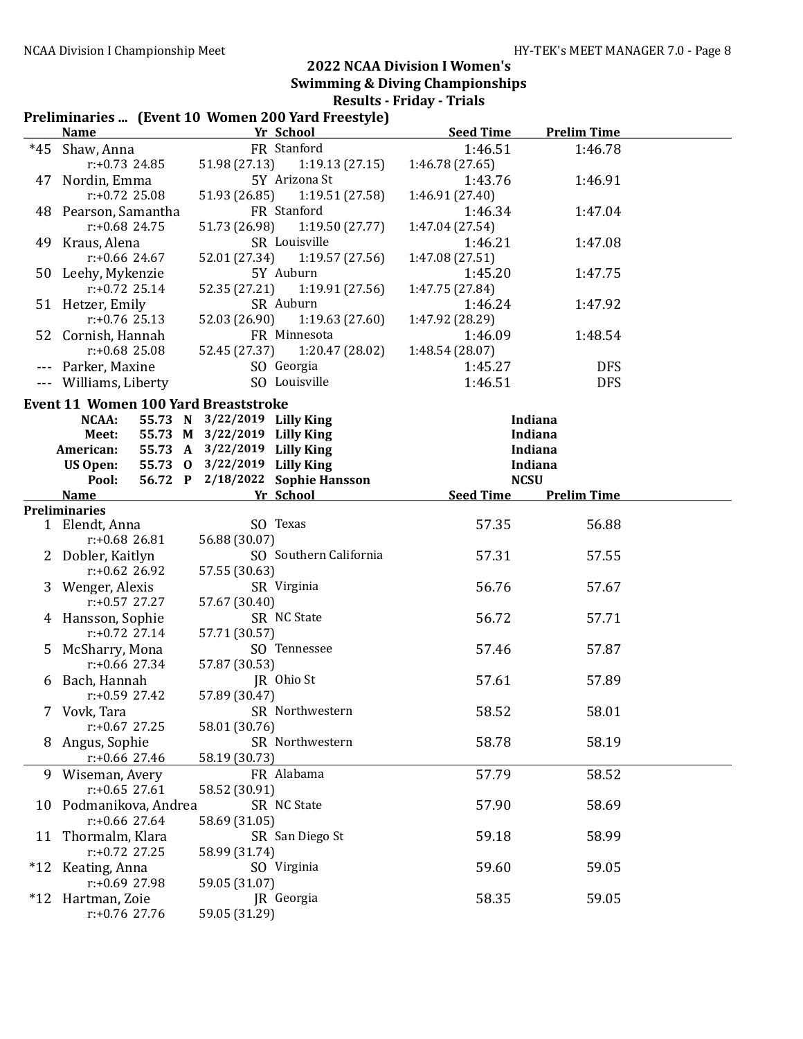## 2022 NCAA Division I Women's Swimming & Diving Championships

### Results - Friday - Trials

### Preliminaries ... (Event 10 Women 200 Yard Freestyle)

| | Name | Yr | School | Seed Time | Prelim Time |
|---|---|---|---|---|---|
| *45 | Shaw, Anna | FR | Stanford | 1:46.51 | 1:46.78 |
| | r:+0.73 24.85 | 51.98 (27.13) | 1:19.13 (27.15) | 1:46.78 (27.65) | |
| 47 | Nordin, Emma | 5Y | Arizona St | 1:43.76 | 1:46.91 |
| | r:+0.72 25.08 | 51.93 (26.85) | 1:19.51 (27.58) | 1:46.91 (27.40) | |
| 48 | Pearson, Samantha | FR | Stanford | 1:46.34 | 1:47.04 |
| | r:+0.68 24.75 | 51.73 (26.98) | 1:19.50 (27.77) | 1:47.04 (27.54) | |
| 49 | Kraus, Alena | SR | Louisville | 1:46.21 | 1:47.08 |
| | r:+0.66 24.67 | 52.01 (27.34) | 1:19.57 (27.56) | 1:47.08 (27.51) | |
| 50 | Leehy, Mykenzie | 5Y | Auburn | 1:45.20 | 1:47.75 |
| | r:+0.72 25.14 | 52.35 (27.21) | 1:19.91 (27.56) | 1:47.75 (27.84) | |
| 51 | Hetzer, Emily | SR | Auburn | 1:46.24 | 1:47.92 |
| | r:+0.76 25.13 | 52.03 (26.90) | 1:19.63 (27.60) | 1:47.92 (28.29) | |
| 52 | Cornish, Hannah | FR | Minnesota | 1:46.09 | 1:48.54 |
| | r:+0.68 25.08 | 52.45 (27.37) | 1:20.47 (28.02) | 1:48.54 (28.07) | |
| --- | Parker, Maxine | SO | Georgia | 1:45.27 | DFS |
| --- | Williams, Liberty | SO | Louisville | 1:46.51 | DFS |

### Event 11 Women 100 Yard Breaststroke

| Record | Time | | Date | Name | School |
|---|---|---|---|---|---|
| NCAA: | 55.73 | N | 3/22/2019 | Lilly King | Indiana |
| Meet: | 55.73 | M | 3/22/2019 | Lilly King | Indiana |
| American: | 55.73 | A | 3/22/2019 | Lilly King | Indiana |
| US Open: | 55.73 | O | 3/22/2019 | Lilly King | Indiana |
| Pool: | 56.72 | P | 2/18/2022 | Sophie Hansson | NCSU |

**Preliminaries**

| | Name | Yr | School | Seed Time | Prelim Time |
|---|---|---|---|---|---|
| 1 | Elendt, Anna | SO | Texas | 57.35 | 56.88 |
| | r:+0.68 26.81 | 56.88 (30.07) | | | |
| 2 | Dobler, Kaitlyn | SO | Southern California | 57.31 | 57.55 |
| | r:+0.62 26.92 | 57.55 (30.63) | | | |
| 3 | Wenger, Alexis | SR | Virginia | 56.76 | 57.67 |
| | r:+0.57 27.27 | 57.67 (30.40) | | | |
| 4 | Hansson, Sophie | SR | NC State | 56.72 | 57.71 |
| | r:+0.72 27.14 | 57.71 (30.57) | | | |
| 5 | McSharry, Mona | SO | Tennessee | 57.46 | 57.87 |
| | r:+0.66 27.34 | 57.87 (30.53) | | | |
| 6 | Bach, Hannah | JR | Ohio St | 57.61 | 57.89 |
| | r:+0.59 27.42 | 57.89 (30.47) | | | |
| 7 | Vovk, Tara | SR | Northwestern | 58.52 | 58.01 |
| | r:+0.67 27.25 | 58.01 (30.76) | | | |
| 8 | Angus, Sophie | SR | Northwestern | 58.78 | 58.19 |
| | r:+0.66 27.46 | 58.19 (30.73) | | | |
| 9 | Wiseman, Avery | FR | Alabama | 57.79 | 58.52 |
| | r:+0.65 27.61 | 58.52 (30.91) | | | |
| 10 | Podmanikova, Andrea | SR | NC State | 57.90 | 58.69 |
| | r:+0.66 27.64 | 58.69 (31.05) | | | |
| 11 | Thormalm, Klara | SR | San Diego St | 59.18 | 58.99 |
| | r:+0.72 27.25 | 58.99 (31.74) | | | |
| *12 | Keating, Anna | SO | Virginia | 59.60 | 59.05 |
| | r:+0.69 27.98 | 59.05 (31.07) | | | |
| *12 | Hartman, Zoie | JR | Georgia | 58.35 | 59.05 |
| | r:+0.76 27.76 | 59.05 (31.29) | | | |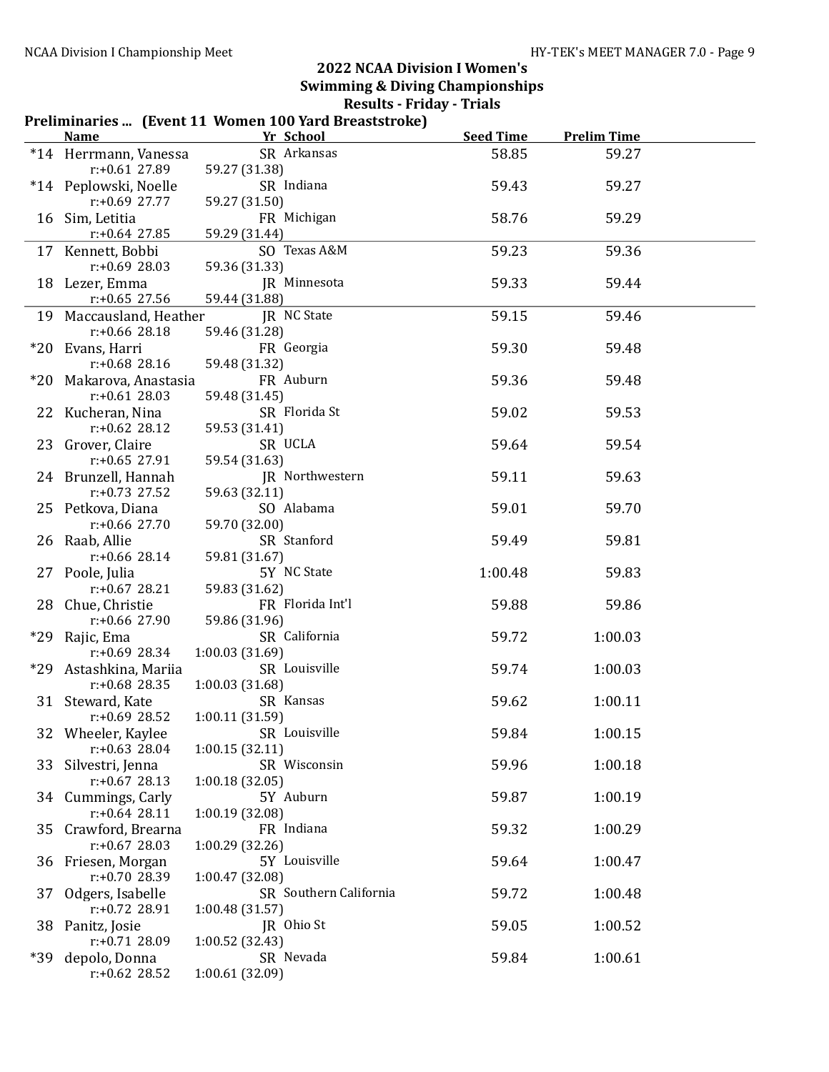## 2022 NCAA Division I Women's Swimming & Diving Championships

### Results - Friday - Trials

**Preliminaries ... (Event 11 Women 100 Yard Breaststroke)**

| | Name | Yr | School | Seed Time | Prelim Time |
|---|---|---|---|---|---|
| *14 | Herrmann, Vanessa | SR | Arkansas | 58.85 | 59.27 |
| | r:+0.61 27.89 | 59.27 (31.38) | | | |
| *14 | Peplowski, Noelle | SR | Indiana | 59.43 | 59.27 |
| | r:+0.69 27.77 | 59.27 (31.50) | | | |
| 16 | Sim, Letitia | FR | Michigan | 58.76 | 59.29 |
| | r:+0.64 27.85 | 59.29 (31.44) | | | |
| 17 | Kennett, Bobbi | SO | Texas A&M | 59.23 | 59.36 |
| | r:+0.69 28.03 | 59.36 (31.33) | | | |
| 18 | Lezer, Emma | JR | Minnesota | 59.33 | 59.44 |
| | r:+0.65 27.56 | 59.44 (31.88) | | | |
| 19 | Maccausland, Heather | JR | NC State | 59.15 | 59.46 |
| | r:+0.66 28.18 | 59.46 (31.28) | | | |
| *20 | Evans, Harri | FR | Georgia | 59.30 | 59.48 |
| | r:+0.68 28.16 | 59.48 (31.32) | | | |
| *20 | Makarova, Anastasia | FR | Auburn | 59.36 | 59.48 |
| | r:+0.61 28.03 | 59.48 (31.45) | | | |
| 22 | Kucheran, Nina | SR | Florida St | 59.02 | 59.53 |
| | r:+0.62 28.12 | 59.53 (31.41) | | | |
| 23 | Grover, Claire | SR | UCLA | 59.64 | 59.54 |
| | r:+0.65 27.91 | 59.54 (31.63) | | | |
| 24 | Brunzell, Hannah | JR | Northwestern | 59.11 | 59.63 |
| | r:+0.73 27.52 | 59.63 (32.11) | | | |
| 25 | Petkova, Diana | SO | Alabama | 59.01 | 59.70 |
| | r:+0.66 27.70 | 59.70 (32.00) | | | |
| 26 | Raab, Allie | SR | Stanford | 59.49 | 59.81 |
| | r:+0.66 28.14 | 59.81 (31.67) | | | |
| 27 | Poole, Julia | 5Y | NC State | 1:00.48 | 59.83 |
| | r:+0.67 28.21 | 59.83 (31.62) | | | |
| 28 | Chue, Christie | FR | Florida Int'l | 59.88 | 59.86 |
| | r:+0.66 27.90 | 59.86 (31.96) | | | |
| *29 | Rajic, Ema | SR | California | 59.72 | 1:00.03 |
| | r:+0.69 28.34 | 1:00.03 (31.69) | | | |
| *29 | Astashkina, Mariia | SR | Louisville | 59.74 | 1:00.03 |
| | r:+0.68 28.35 | 1:00.03 (31.68) | | | |
| 31 | Steward, Kate | SR | Kansas | 59.62 | 1:00.11 |
| | r:+0.69 28.52 | 1:00.11 (31.59) | | | |
| 32 | Wheeler, Kaylee | SR | Louisville | 59.84 | 1:00.15 |
| | r:+0.63 28.04 | 1:00.15 (32.11) | | | |
| 33 | Silvestri, Jenna | SR | Wisconsin | 59.96 | 1:00.18 |
| | r:+0.67 28.13 | 1:00.18 (32.05) | | | |
| 34 | Cummings, Carly | 5Y | Auburn | 59.87 | 1:00.19 |
| | r:+0.64 28.11 | 1:00.19 (32.08) | | | |
| 35 | Crawford, Brearna | FR | Indiana | 59.32 | 1:00.29 |
| | r:+0.67 28.03 | 1:00.29 (32.26) | | | |
| 36 | Friesen, Morgan | 5Y | Louisville | 59.64 | 1:00.47 |
| | r:+0.70 28.39 | 1:00.47 (32.08) | | | |
| 37 | Odgers, Isabelle | SR | Southern California | 59.72 | 1:00.48 |
| | r:+0.72 28.91 | 1:00.48 (31.57) | | | |
| 38 | Panitz, Josie | JR | Ohio St | 59.05 | 1:00.52 |
| | r:+0.71 28.09 | 1:00.52 (32.43) | | | |
| *39 | depolo, Donna | SR | Nevada | 59.84 | 1:00.61 |
| | r:+0.62 28.52 | 1:00.61 (32.09) | | | |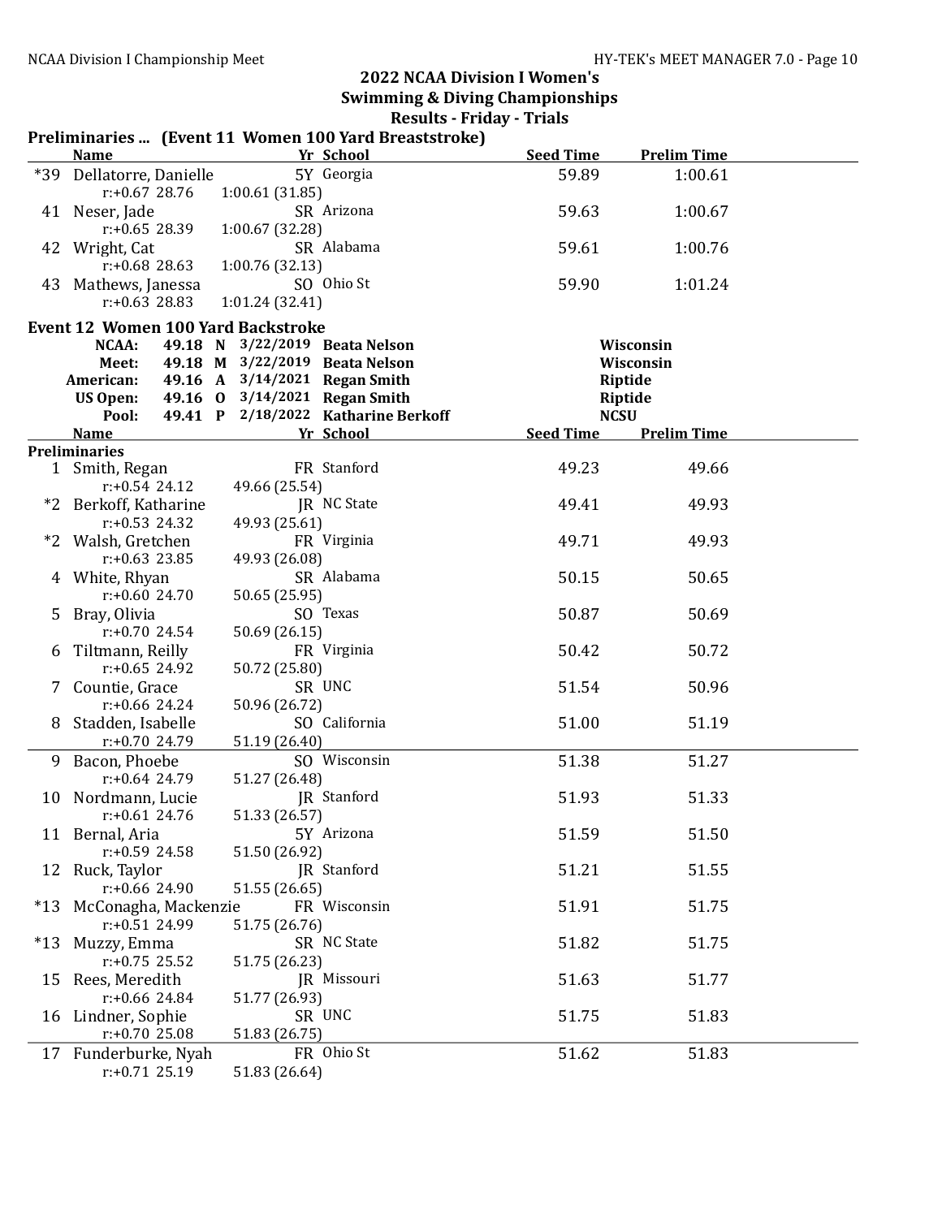## 2022 NCAA Division I Women's Swimming & Diving Championships

### Results - Friday - Trials

**Preliminaries ... (Event 11 Women 100 Yard Breaststroke)**

| | Name | Yr | School | Seed Time | Prelim Time |
|---|---|---|---|---|---|
| *39 | Dellatorre, Danielle | 5Y | Georgia | 59.89 | 1:00.61 |
| | r:+0.67 28.76 1:00.61 (31.85) | | | | |
| 41 | Neser, Jade | SR | Arizona | 59.63 | 1:00.67 |
| | r:+0.65 28.39 1:00.67 (32.28) | | | | |
| 42 | Wright, Cat | SR | Alabama | 59.61 | 1:00.76 |
| | r:+0.68 28.63 1:00.76 (32.13) | | | | |
| 43 | Mathews, Janessa | SO | Ohio St | 59.90 | 1:01.24 |
| | r:+0.63 28.83 1:01.24 (32.41) | | | | |

**Event 12 Women 100 Yard Backstroke**

| | Time | | Date | Name | School |
|---|---|---|---|---|---|
| NCAA: | 49.18 | N | 3/22/2019 | Beata Nelson | Wisconsin |
| Meet: | 49.18 | M | 3/22/2019 | Beata Nelson | Wisconsin |
| American: | 49.16 | A | 3/14/2021 | Regan Smith | Riptide |
| US Open: | 49.16 | O | 3/14/2021 | Regan Smith | Riptide |
| Pool: | 49.41 | P | 2/18/2022 | Katharine Berkoff | NCSU |

**Preliminaries**

| | Name | Yr | School | Seed Time | Prelim Time |
|---|---|---|---|---|---|
| 1 | Smith, Regan | FR | Stanford | 49.23 | 49.66 |
| | r:+0.54 24.12 49.66 (25.54) | | | | |
| *2 | Berkoff, Katharine | JR | NC State | 49.41 | 49.93 |
| | r:+0.53 24.32 49.93 (25.61) | | | | |
| *2 | Walsh, Gretchen | FR | Virginia | 49.71 | 49.93 |
| | r:+0.63 23.85 49.93 (26.08) | | | | |
| 4 | White, Rhyan | SR | Alabama | 50.15 | 50.65 |
| | r:+0.60 24.70 50.65 (25.95) | | | | |
| 5 | Bray, Olivia | SO | Texas | 50.87 | 50.69 |
| | r:+0.70 24.54 50.69 (26.15) | | | | |
| 6 | Tiltmann, Reilly | FR | Virginia | 50.42 | 50.72 |
| | r:+0.65 24.92 50.72 (25.80) | | | | |
| 7 | Countie, Grace | SR | UNC | 51.54 | 50.96 |
| | r:+0.66 24.24 50.96 (26.72) | | | | |
| 8 | Stadden, Isabelle | SO | California | 51.00 | 51.19 |
| | r:+0.70 24.79 51.19 (26.40) | | | | |
| 9 | Bacon, Phoebe | SO | Wisconsin | 51.38 | 51.27 |
| | r:+0.64 24.79 51.27 (26.48) | | | | |
| 10 | Nordmann, Lucie | JR | Stanford | 51.93 | 51.33 |
| | r:+0.61 24.76 51.33 (26.57) | | | | |
| 11 | Bernal, Aria | 5Y | Arizona | 51.59 | 51.50 |
| | r:+0.59 24.58 51.50 (26.92) | | | | |
| 12 | Ruck, Taylor | JR | Stanford | 51.21 | 51.55 |
| | r:+0.66 24.90 51.55 (26.65) | | | | |
| *13 | McConagha, Mackenzie | FR | Wisconsin | 51.91 | 51.75 |
| | r:+0.51 24.99 51.75 (26.76) | | | | |
| *13 | Muzzy, Emma | SR | NC State | 51.82 | 51.75 |
| | r:+0.75 25.52 51.75 (26.23) | | | | |
| 15 | Rees, Meredith | JR | Missouri | 51.63 | 51.77 |
| | r:+0.66 24.84 51.77 (26.93) | | | | |
| 16 | Lindner, Sophie | SR | UNC | 51.75 | 51.83 |
| | r:+0.70 25.08 51.83 (26.75) | | | | |
| 17 | Funderburke, Nyah | FR | Ohio St | 51.62 | 51.83 |
| | r:+0.71 25.19 51.83 (26.64) | | | | |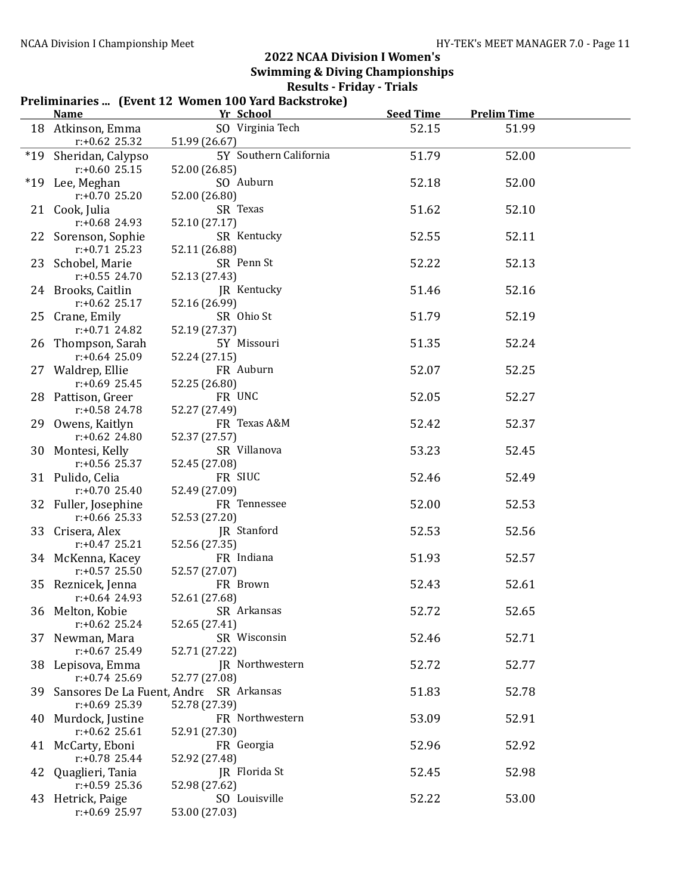## 2022 NCAA Division I Women's Swimming & Diving Championships

### Results - Friday - Trials

**Preliminaries ... (Event 12 Women 100 Yard Backstroke)**

| | Name | Yr | School | Seed Time | Prelim Time |
|---|---|---|---|---|---|
| 18 | Atkinson, Emma | SO | Virginia Tech | 52.15 | 51.99 |
| | r:+0.62 25.32 | 51.99 (26.67) | | | |
| *19 | Sheridan, Calypso | 5Y | Southern California | 51.79 | 52.00 |
| | r:+0.60 25.15 | 52.00 (26.85) | | | |
| *19 | Lee, Meghan | SO | Auburn | 52.18 | 52.00 |
| | r:+0.70 25.20 | 52.00 (26.80) | | | |
| 21 | Cook, Julia | SR | Texas | 51.62 | 52.10 |
| | r:+0.68 24.93 | 52.10 (27.17) | | | |
| 22 | Sorenson, Sophie | SR | Kentucky | 52.55 | 52.11 |
| | r:+0.71 25.23 | 52.11 (26.88) | | | |
| 23 | Schobel, Marie | SR | Penn St | 52.22 | 52.13 |
| | r:+0.55 24.70 | 52.13 (27.43) | | | |
| 24 | Brooks, Caitlin | JR | Kentucky | 51.46 | 52.16 |
| | r:+0.62 25.17 | 52.16 (26.99) | | | |
| 25 | Crane, Emily | SR | Ohio St | 51.79 | 52.19 |
| | r:+0.71 24.82 | 52.19 (27.37) | | | |
| 26 | Thompson, Sarah | 5Y | Missouri | 51.35 | 52.24 |
| | r:+0.64 25.09 | 52.24 (27.15) | | | |
| 27 | Waldrep, Ellie | FR | Auburn | 52.07 | 52.25 |
| | r:+0.69 25.45 | 52.25 (26.80) | | | |
| 28 | Pattison, Greer | FR | UNC | 52.05 | 52.27 |
| | r:+0.58 24.78 | 52.27 (27.49) | | | |
| 29 | Owens, Kaitlyn | FR | Texas A&M | 52.42 | 52.37 |
| | r:+0.62 24.80 | 52.37 (27.57) | | | |
| 30 | Montesi, Kelly | SR | Villanova | 53.23 | 52.45 |
| | r:+0.56 25.37 | 52.45 (27.08) | | | |
| 31 | Pulido, Celia | FR | SIUC | 52.46 | 52.49 |
| | r:+0.70 25.40 | 52.49 (27.09) | | | |
| 32 | Fuller, Josephine | FR | Tennessee | 52.00 | 52.53 |
| | r:+0.66 25.33 | 52.53 (27.20) | | | |
| 33 | Crisera, Alex | JR | Stanford | 52.53 | 52.56 |
| | r:+0.47 25.21 | 52.56 (27.35) | | | |
| 34 | McKenna, Kacey | FR | Indiana | 51.93 | 52.57 |
| | r:+0.57 25.50 | 52.57 (27.07) | | | |
| 35 | Reznicek, Jenna | FR | Brown | 52.43 | 52.61 |
| | r:+0.64 24.93 | 52.61 (27.68) | | | |
| 36 | Melton, Kobie | SR | Arkansas | 52.72 | 52.65 |
| | r:+0.62 25.24 | 52.65 (27.41) | | | |
| 37 | Newman, Mara | SR | Wisconsin | 52.46 | 52.71 |
| | r:+0.67 25.49 | 52.71 (27.22) | | | |
| 38 | Lepisova, Emma | JR | Northwestern | 52.72 | 52.77 |
| | r:+0.74 25.69 | 52.77 (27.08) | | | |
| 39 | Sansores De La Fuent, Andre | SR | Arkansas | 51.83 | 52.78 |
| | r:+0.69 25.39 | 52.78 (27.39) | | | |
| 40 | Murdock, Justine | FR | Northwestern | 53.09 | 52.91 |
| | r:+0.62 25.61 | 52.91 (27.30) | | | |
| 41 | McCarty, Eboni | FR | Georgia | 52.96 | 52.92 |
| | r:+0.78 25.44 | 52.92 (27.48) | | | |
| 42 | Quaglieri, Tania | JR | Florida St | 52.45 | 52.98 |
| | r:+0.59 25.36 | 52.98 (27.62) | | | |
| 43 | Hetrick, Paige | SO | Louisville | 52.22 | 53.00 |
| | r:+0.69 25.97 | 53.00 (27.03) | | | |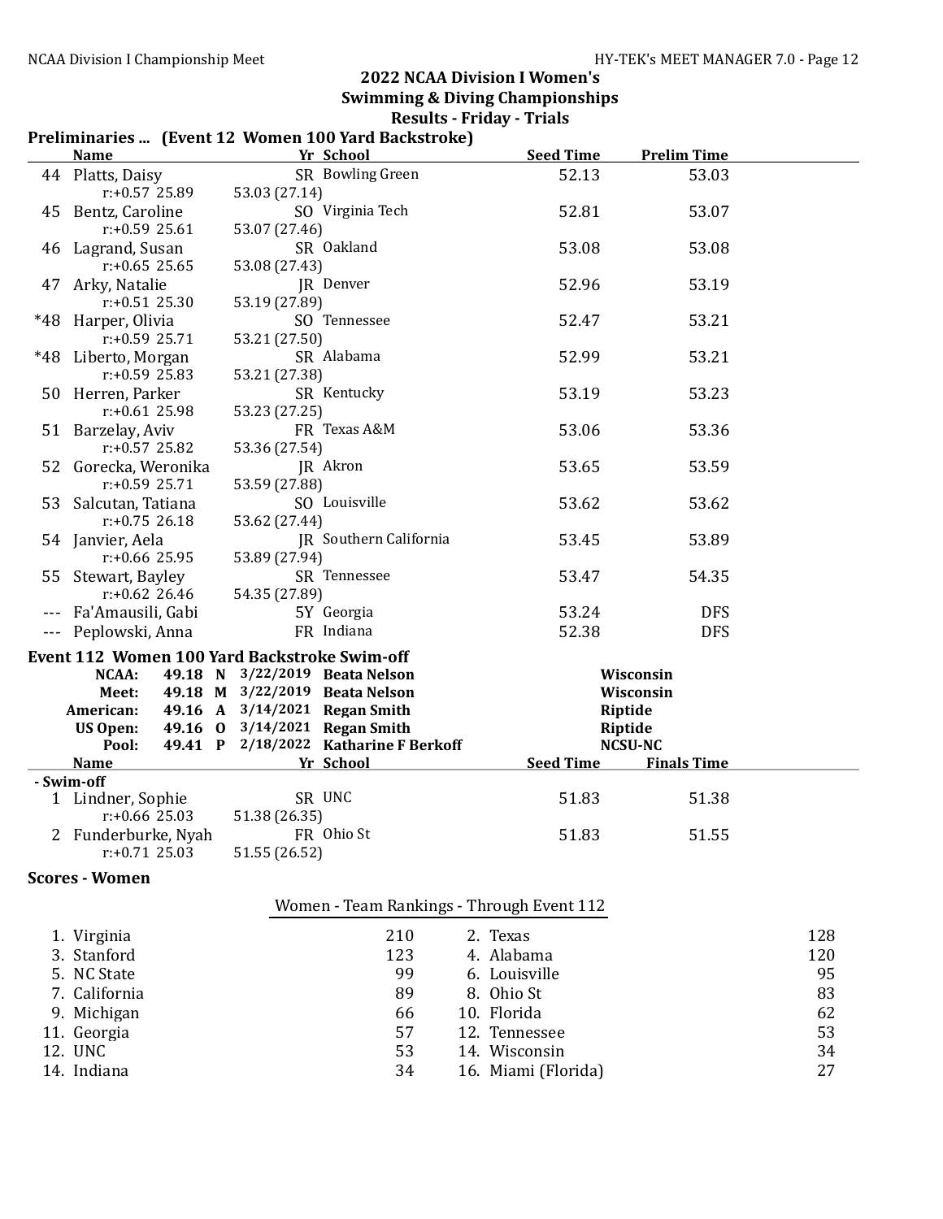# 2022 NCAA Division I Women's Swimming & Diving Championships

## Results - Friday - Trials

### Preliminaries ... (Event 12 Women 100 Yard Backstroke)

| | Name | Yr | School | Seed Time | Prelim Time |
|---|---|---|---|---|---|
| 44 | Platts, Daisy | SR | Bowling Green | 52.13 | 53.03 |
| | r:+0.57 25.89 | 53.03 (27.14) | | | |
| 45 | Bentz, Caroline | SO | Virginia Tech | 52.81 | 53.07 |
| | r:+0.59 25.61 | 53.07 (27.46) | | | |
| 46 | Lagrand, Susan | SR | Oakland | 53.08 | 53.08 |
| | r:+0.65 25.65 | 53.08 (27.43) | | | |
| 47 | Arky, Natalie | JR | Denver | 52.96 | 53.19 |
| | r:+0.51 25.30 | 53.19 (27.89) | | | |
| *48 | Harper, Olivia | SO | Tennessee | 52.47 | 53.21 |
| | r:+0.59 25.71 | 53.21 (27.50) | | | |
| *48 | Liberto, Morgan | SR | Alabama | 52.99 | 53.21 |
| | r:+0.59 25.83 | 53.21 (27.38) | | | |
| 50 | Herren, Parker | SR | Kentucky | 53.19 | 53.23 |
| | r:+0.61 25.98 | 53.23 (27.25) | | | |
| 51 | Barzelay, Aviv | FR | Texas A&M | 53.06 | 53.36 |
| | r:+0.57 25.82 | 53.36 (27.54) | | | |
| 52 | Gorecka, Weronika | JR | Akron | 53.65 | 53.59 |
| | r:+0.59 25.71 | 53.59 (27.88) | | | |
| 53 | Salcutan, Tatiana | SO | Louisville | 53.62 | 53.62 |
| | r:+0.75 26.18 | 53.62 (27.44) | | | |
| 54 | Janvier, Aela | JR | Southern California | 53.45 | 53.89 |
| | r:+0.66 25.95 | 53.89 (27.94) | | | |
| 55 | Stewart, Bayley | SR | Tennessee | 53.47 | 54.35 |
| | r:+0.62 26.46 | 54.35 (27.89) | | | |
| --- | Fa'Amausili, Gabi | 5Y | Georgia | 53.24 | DFS |
| --- | Peplowski, Anna | FR | Indiana | 52.38 | DFS |

### Event 112 Women 100 Yard Backstroke Swim-off

| Record | Time | | Date | Name | Team |
|---|---|---|---|---|---|
| NCAA: | 49.18 | N | 3/22/2019 | Beata Nelson | Wisconsin |
| Meet: | 49.18 | M | 3/22/2019 | Beata Nelson | Wisconsin |
| American: | 49.16 | A | 3/14/2021 | Regan Smith | Riptide |
| US Open: | 49.16 | O | 3/14/2021 | Regan Smith | Riptide |
| Pool: | 49.41 | P | 2/18/2022 | Katharine F Berkoff | NCSU-NC |

**- Swim-off**

| | Name | Yr | School | Seed Time | Finals Time |
|---|---|---|---|---|---|
| 1 | Lindner, Sophie | SR | UNC | 51.83 | 51.38 |
| | r:+0.66 25.03 | 51.38 (26.35) | | | |
| 2 | Funderburke, Nyah | FR | Ohio St | 51.83 | 51.55 |
| | r:+0.71 25.03 | 51.55 (26.52) | | | |

### Scores - Women

Women - Team Rankings - Through Event 112

| Rank | Team | Points | Rank | Team | Points |
|---|---|---|---|---|---|
| 1. | Virginia | 210 | 2. | Texas | 128 |
| 3. | Stanford | 123 | 4. | Alabama | 120 |
| 5. | NC State | 99 | 6. | Louisville | 95 |
| 7. | California | 89 | 8. | Ohio St | 83 |
| 9. | Michigan | 66 | 10. | Florida | 62 |
| 11. | Georgia | 57 | 12. | Tennessee | 53 |
| 12. | UNC | 53 | 14. | Wisconsin | 34 |
| 14. | Indiana | 34 | 16. | Miami (Florida) | 27 |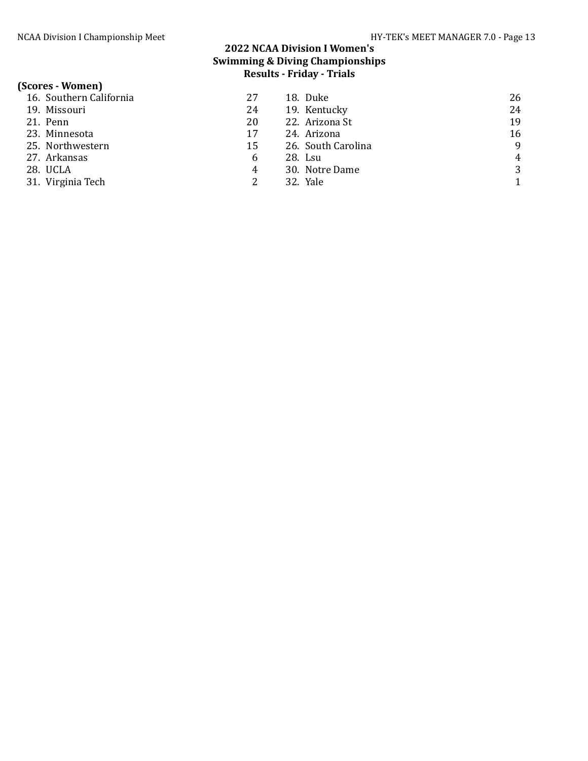## 2022 NCAA Division I Women's Swimming & Diving Championships

### Results - Friday - Trials

**(Scores - Women)**

| Place | Team | Score | Place | Team | Score |
|---|---|---|---|---|---|
| 16. | Southern California | 27 | 18. | Duke | 26 |
| 19. | Missouri | 24 | 19. | Kentucky | 24 |
| 21. | Penn | 20 | 22. | Arizona St | 19 |
| 23. | Minnesota | 17 | 24. | Arizona | 16 |
| 25. | Northwestern | 15 | 26. | South Carolina | 9 |
| 27. | Arkansas | 6 | 28. | Lsu | 4 |
| 28. | UCLA | 4 | 30. | Notre Dame | 3 |
| 31. | Virginia Tech | 2 | 32. | Yale | 1 |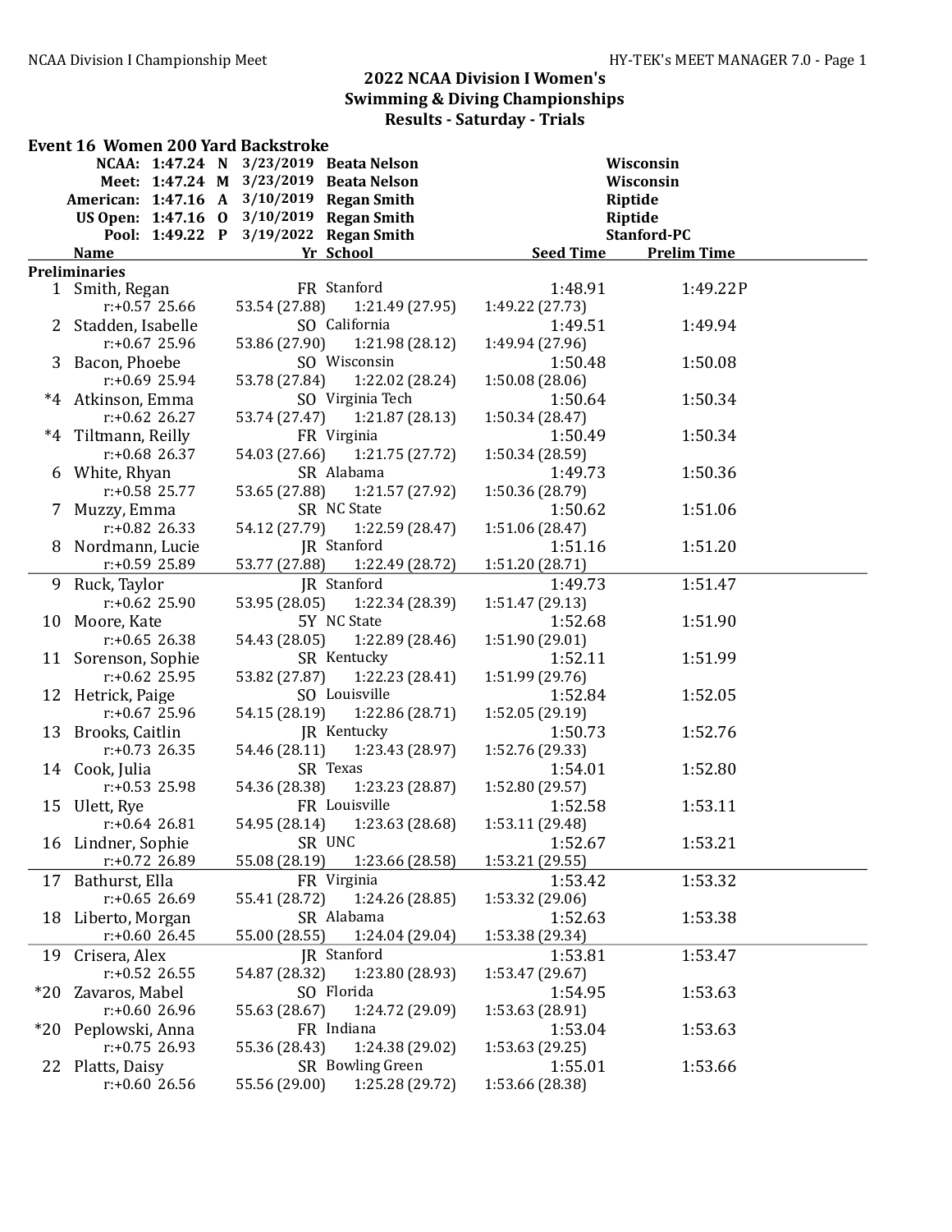# 2022 NCAA Division I Women's Swimming & Diving Championships

## Results - Saturday - Trials

### Event 16 Women 200 Yard Backstroke

| Record | Time | | Date | Name | School |
|---|---|---|---|---|---|
| NCAA: | 1:47.24 | N | 3/23/2019 | Beata Nelson | Wisconsin |
| Meet: | 1:47.24 | M | 3/23/2019 | Beata Nelson | Wisconsin |
| American: | 1:47.16 | A | 3/10/2019 | Regan Smith | Riptide |
| US Open: | 1:47.16 | O | 3/10/2019 | Regan Smith | Riptide |
| Pool: | 1:49.22 | P | 3/19/2022 | Regan Smith | Stanford-PC |

**Preliminaries**

| Place | Name | Yr | School | Seed Time | Prelim Time |
|---|---|---|---|---|---|
| 1 | Smith, Regan | FR | Stanford | 1:48.91 | 1:49.22P |
| | r:+0.57 25.66 | 53.54 (27.88) | 1:21.49 (27.95) | 1:49.22 (27.73) | |
| 2 | Stadden, Isabelle | SO | California | 1:49.51 | 1:49.94 |
| | r:+0.67 25.96 | 53.86 (27.90) | 1:21.98 (28.12) | 1:49.94 (27.96) | |
| 3 | Bacon, Phoebe | SO | Wisconsin | 1:50.48 | 1:50.08 |
| | r:+0.69 25.94 | 53.78 (27.84) | 1:22.02 (28.24) | 1:50.08 (28.06) | |
| *4 | Atkinson, Emma | SO | Virginia Tech | 1:50.64 | 1:50.34 |
| | r:+0.62 26.27 | 53.74 (27.47) | 1:21.87 (28.13) | 1:50.34 (28.47) | |
| *4 | Tiltmann, Reilly | FR | Virginia | 1:50.49 | 1:50.34 |
| | r:+0.68 26.37 | 54.03 (27.66) | 1:21.75 (27.72) | 1:50.34 (28.59) | |
| 6 | White, Rhyan | SR | Alabama | 1:49.73 | 1:50.36 |
| | r:+0.58 25.77 | 53.65 (27.88) | 1:21.57 (27.92) | 1:50.36 (28.79) | |
| 7 | Muzzy, Emma | SR | NC State | 1:50.62 | 1:51.06 |
| | r:+0.82 26.33 | 54.12 (27.79) | 1:22.59 (28.47) | 1:51.06 (28.47) | |
| 8 | Nordmann, Lucie | JR | Stanford | 1:51.16 | 1:51.20 |
| | r:+0.59 25.89 | 53.77 (27.88) | 1:22.49 (28.72) | 1:51.20 (28.71) | |
| 9 | Ruck, Taylor | JR | Stanford | 1:49.73 | 1:51.47 |
| | r:+0.62 25.90 | 53.95 (28.05) | 1:22.34 (28.39) | 1:51.47 (29.13) | |
| 10 | Moore, Kate | 5Y | NC State | 1:52.68 | 1:51.90 |
| | r:+0.65 26.38 | 54.43 (28.05) | 1:22.89 (28.46) | 1:51.90 (29.01) | |
| 11 | Sorenson, Sophie | SR | Kentucky | 1:52.11 | 1:51.99 |
| | r:+0.62 25.95 | 53.82 (27.87) | 1:22.23 (28.41) | 1:51.99 (29.76) | |
| 12 | Hetrick, Paige | SO | Louisville | 1:52.84 | 1:52.05 |
| | r:+0.67 25.96 | 54.15 (28.19) | 1:22.86 (28.71) | 1:52.05 (29.19) | |
| 13 | Brooks, Caitlin | JR | Kentucky | 1:50.73 | 1:52.76 |
| | r:+0.73 26.35 | 54.46 (28.11) | 1:23.43 (28.97) | 1:52.76 (29.33) | |
| 14 | Cook, Julia | SR | Texas | 1:54.01 | 1:52.80 |
| | r:+0.53 25.98 | 54.36 (28.38) | 1:23.23 (28.87) | 1:52.80 (29.57) | |
| 15 | Ulett, Rye | FR | Louisville | 1:52.58 | 1:53.11 |
| | r:+0.64 26.81 | 54.95 (28.14) | 1:23.63 (28.68) | 1:53.11 (29.48) | |
| 16 | Lindner, Sophie | SR | UNC | 1:52.67 | 1:53.21 |
| | r:+0.72 26.89 | 55.08 (28.19) | 1:23.66 (28.58) | 1:53.21 (29.55) | |
| 17 | Bathurst, Ella | FR | Virginia | 1:53.42 | 1:53.32 |
| | r:+0.65 26.69 | 55.41 (28.72) | 1:24.26 (28.85) | 1:53.32 (29.06) | |
| 18 | Liberto, Morgan | SR | Alabama | 1:52.63 | 1:53.38 |
| | r:+0.60 26.45 | 55.00 (28.55) | 1:24.04 (29.04) | 1:53.38 (29.34) | |
| 19 | Crisera, Alex | JR | Stanford | 1:53.81 | 1:53.47 |
| | r:+0.52 26.55 | 54.87 (28.32) | 1:23.80 (28.93) | 1:53.47 (29.67) | |
| *20 | Zavaros, Mabel | SO | Florida | 1:54.95 | 1:53.63 |
| | r:+0.60 26.96 | 55.63 (28.67) | 1:24.72 (29.09) | 1:53.63 (28.91) | |
| *20 | Peplowski, Anna | FR | Indiana | 1:53.04 | 1:53.63 |
| | r:+0.75 26.93 | 55.36 (28.43) | 1:24.38 (29.02) | 1:53.63 (29.25) | |
| 22 | Platts, Daisy | SR | Bowling Green | 1:55.01 | 1:53.66 |
| | r:+0.60 26.56 | 55.56 (29.00) | 1:25.28 (29.72) | 1:53.66 (28.38) | |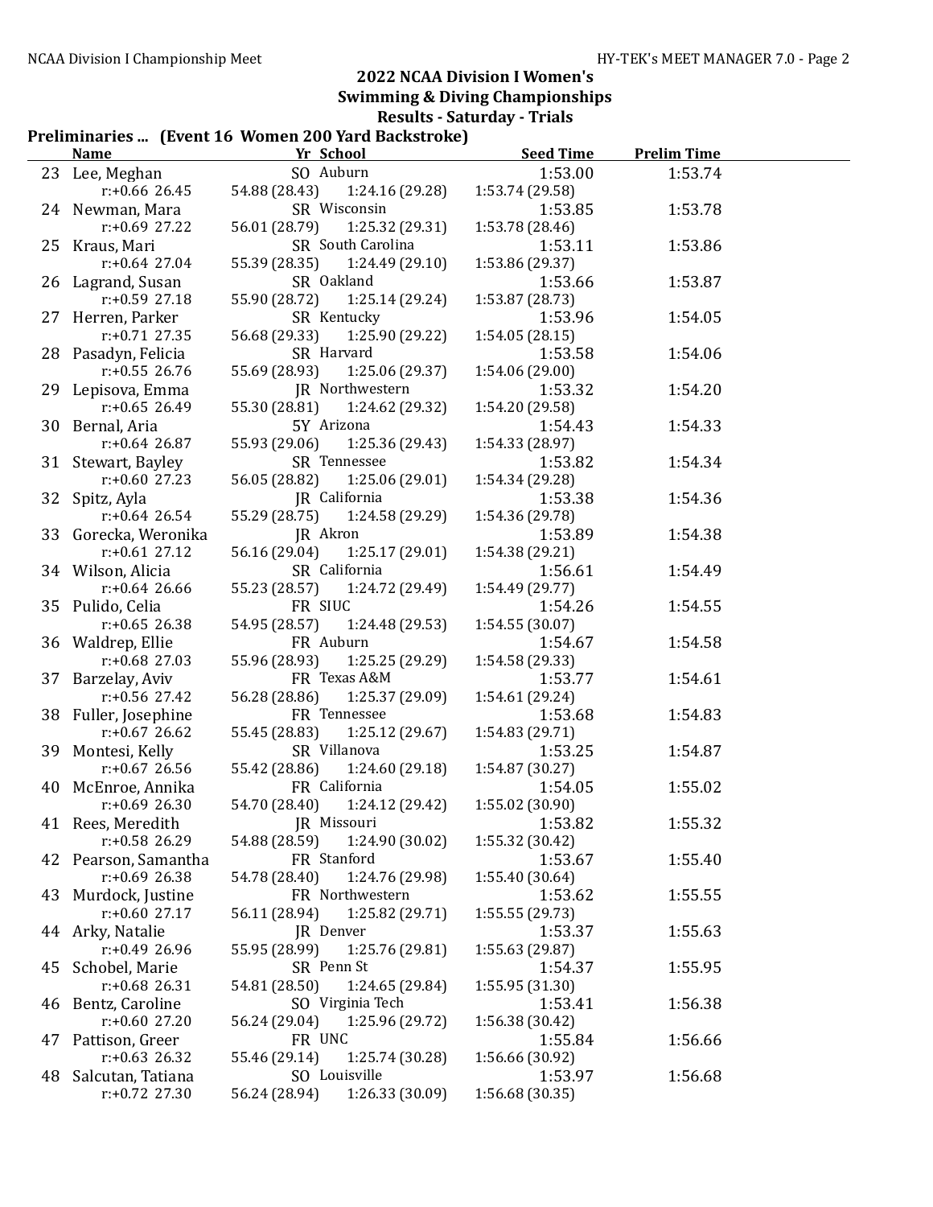## 2022 NCAA Division I Women's Swimming & Diving Championships

### Results - Saturday - Trials

**Preliminaries ... (Event 16 Women 200 Yard Backstroke)**

| | Name | Yr | School | Seed Time | Prelim Time |
|---|---|---|---|---|---|
| 23 | Lee, Meghan | SO | Auburn | 1:53.00 | 1:53.74 |
| | r:+0.66 26.45 | 54.88 (28.43) | 1:24.16 (29.28) | 1:53.74 (29.58) | |
| 24 | Newman, Mara | SR | Wisconsin | 1:53.85 | 1:53.78 |
| | r:+0.69 27.22 | 56.01 (28.79) | 1:25.32 (29.31) | 1:53.78 (28.46) | |
| 25 | Kraus, Mari | SR | South Carolina | 1:53.11 | 1:53.86 |
| | r:+0.64 27.04 | 55.39 (28.35) | 1:24.49 (29.10) | 1:53.86 (29.37) | |
| 26 | Lagrand, Susan | SR | Oakland | 1:53.66 | 1:53.87 |
| | r:+0.59 27.18 | 55.90 (28.72) | 1:25.14 (29.24) | 1:53.87 (28.73) | |
| 27 | Herren, Parker | SR | Kentucky | 1:53.96 | 1:54.05 |
| | r:+0.71 27.35 | 56.68 (29.33) | 1:25.90 (29.22) | 1:54.05 (28.15) | |
| 28 | Pasadyn, Felicia | SR | Harvard | 1:53.58 | 1:54.06 |
| | r:+0.55 26.76 | 55.69 (28.93) | 1:25.06 (29.37) | 1:54.06 (29.00) | |
| 29 | Lepisova, Emma | JR | Northwestern | 1:53.32 | 1:54.20 |
| | r:+0.65 26.49 | 55.30 (28.81) | 1:24.62 (29.32) | 1:54.20 (29.58) | |
| 30 | Bernal, Aria | 5Y | Arizona | 1:54.43 | 1:54.33 |
| | r:+0.64 26.87 | 55.93 (29.06) | 1:25.36 (29.43) | 1:54.33 (28.97) | |
| 31 | Stewart, Bayley | SR | Tennessee | 1:53.82 | 1:54.34 |
| | r:+0.60 27.23 | 56.05 (28.82) | 1:25.06 (29.01) | 1:54.34 (29.28) | |
| 32 | Spitz, Ayla | JR | California | 1:53.38 | 1:54.36 |
| | r:+0.64 26.54 | 55.29 (28.75) | 1:24.58 (29.29) | 1:54.36 (29.78) | |
| 33 | Gorecka, Weronika | JR | Akron | 1:53.89 | 1:54.38 |
| | r:+0.61 27.12 | 56.16 (29.04) | 1:25.17 (29.01) | 1:54.38 (29.21) | |
| 34 | Wilson, Alicia | SR | California | 1:56.61 | 1:54.49 |
| | r:+0.64 26.66 | 55.23 (28.57) | 1:24.72 (29.49) | 1:54.49 (29.77) | |
| 35 | Pulido, Celia | FR | SIUC | 1:54.26 | 1:54.55 |
| | r:+0.65 26.38 | 54.95 (28.57) | 1:24.48 (29.53) | 1:54.55 (30.07) | |
| 36 | Waldrep, Ellie | FR | Auburn | 1:54.67 | 1:54.58 |
| | r:+0.68 27.03 | 55.96 (28.93) | 1:25.25 (29.29) | 1:54.58 (29.33) | |
| 37 | Barzelay, Aviv | FR | Texas A&M | 1:53.77 | 1:54.61 |
| | r:+0.56 27.42 | 56.28 (28.86) | 1:25.37 (29.09) | 1:54.61 (29.24) | |
| 38 | Fuller, Josephine | FR | Tennessee | 1:53.68 | 1:54.83 |
| | r:+0.67 26.62 | 55.45 (28.83) | 1:25.12 (29.67) | 1:54.83 (29.71) | |
| 39 | Montesi, Kelly | SR | Villanova | 1:53.25 | 1:54.87 |
| | r:+0.67 26.56 | 55.42 (28.86) | 1:24.60 (29.18) | 1:54.87 (30.27) | |
| 40 | McEnroe, Annika | FR | California | 1:54.05 | 1:55.02 |
| | r:+0.69 26.30 | 54.70 (28.40) | 1:24.12 (29.42) | 1:55.02 (30.90) | |
| 41 | Rees, Meredith | JR | Missouri | 1:53.82 | 1:55.32 |
| | r:+0.58 26.29 | 54.88 (28.59) | 1:24.90 (30.02) | 1:55.32 (30.42) | |
| 42 | Pearson, Samantha | FR | Stanford | 1:53.67 | 1:55.40 |
| | r:+0.69 26.38 | 54.78 (28.40) | 1:24.76 (29.98) | 1:55.40 (30.64) | |
| 43 | Murdock, Justine | FR | Northwestern | 1:53.62 | 1:55.55 |
| | r:+0.60 27.17 | 56.11 (28.94) | 1:25.82 (29.71) | 1:55.55 (29.73) | |
| 44 | Arky, Natalie | JR | Denver | 1:53.37 | 1:55.63 |
| | r:+0.49 26.96 | 55.95 (28.99) | 1:25.76 (29.81) | 1:55.63 (29.87) | |
| 45 | Schobel, Marie | SR | Penn St | 1:54.37 | 1:55.95 |
| | r:+0.68 26.31 | 54.81 (28.50) | 1:24.65 (29.84) | 1:55.95 (31.30) | |
| 46 | Bentz, Caroline | SO | Virginia Tech | 1:53.41 | 1:56.38 |
| | r:+0.60 27.20 | 56.24 (29.04) | 1:25.96 (29.72) | 1:56.38 (30.42) | |
| 47 | Pattison, Greer | FR | UNC | 1:55.84 | 1:56.66 |
| | r:+0.63 26.32 | 55.46 (29.14) | 1:25.74 (30.28) | 1:56.66 (30.92) | |
| 48 | Salcutan, Tatiana | SO | Louisville | 1:53.97 | 1:56.68 |
| | r:+0.72 27.30 | 56.24 (28.94) | 1:26.33 (30.09) | 1:56.68 (30.35) | |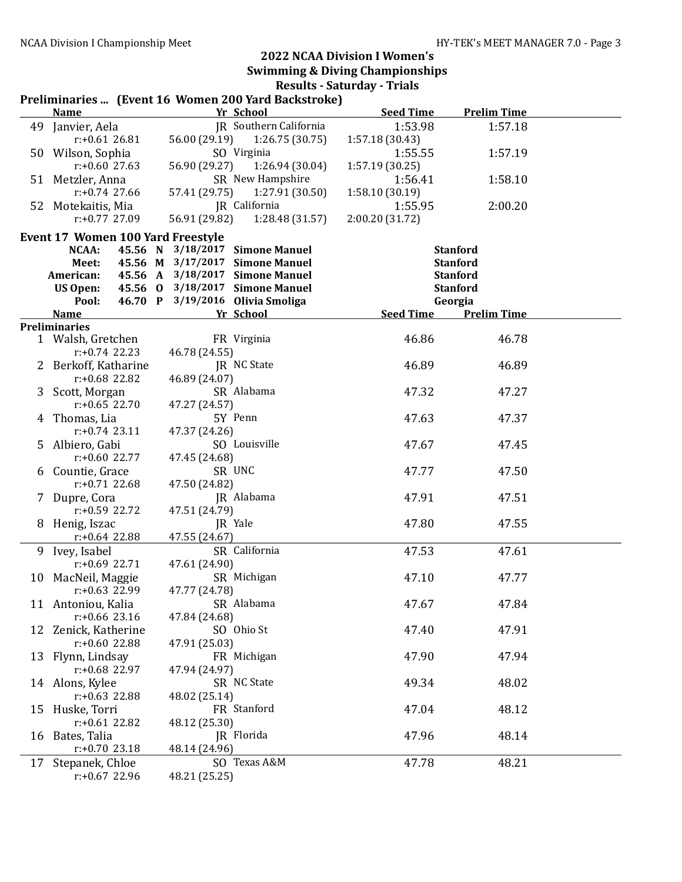## 2022 NCAA Division I Women's Swimming & Diving Championships

### Results - Saturday - Trials

**Preliminaries ... (Event 16 Women 200 Yard Backstroke)**

| | Name | Yr | School | Seed Time | Prelim Time |
|---|---|---|---|---|---|
| 49 | Janvier, Aela | JR | Southern California | 1:53.98 | 1:57.18 |
| | r:+0.61 26.81 | 56.00 (29.19) | 1:26.75 (30.75) | 1:57.18 (30.43) | |
| 50 | Wilson, Sophia | SO | Virginia | 1:55.55 | 1:57.19 |
| | r:+0.60 27.63 | 56.90 (29.27) | 1:26.94 (30.04) | 1:57.19 (30.25) | |
| 51 | Metzler, Anna | SR | New Hampshire | 1:56.41 | 1:58.10 |
| | r:+0.74 27.66 | 57.41 (29.75) | 1:27.91 (30.50) | 1:58.10 (30.19) | |
| 52 | Motekaitis, Mia | JR | California | 1:55.95 | 2:00.20 |
| | r:+0.77 27.09 | 56.91 (29.82) | 1:28.48 (31.57) | 2:00.20 (31.72) | |

### Event 17 Women 100 Yard Freestyle

| Record | Time | | Date | Name | School |
|---|---|---|---|---|---|
| NCAA: | 45.56 | N | 3/18/2017 | Simone Manuel | Stanford |
| Meet: | 45.56 | M | 3/17/2017 | Simone Manuel | Stanford |
| American: | 45.56 | A | 3/18/2017 | Simone Manuel | Stanford |
| US Open: | 45.56 | O | 3/18/2017 | Simone Manuel | Stanford |
| Pool: | 46.70 | P | 3/19/2016 | Olivia Smoliga | Georgia |

**Preliminaries**

| | Name | Yr | School | Seed Time | Prelim Time |
|---|---|---|---|---|---|
| 1 | Walsh, Gretchen | FR | Virginia | 46.86 | 46.78 |
| | r:+0.74 22.23 | 46.78 (24.55) | | | |
| 2 | Berkoff, Katharine | JR | NC State | 46.89 | 46.89 |
| | r:+0.68 22.82 | 46.89 (24.07) | | | |
| 3 | Scott, Morgan | SR | Alabama | 47.32 | 47.27 |
| | r:+0.65 22.70 | 47.27 (24.57) | | | |
| 4 | Thomas, Lia | 5Y | Penn | 47.63 | 47.37 |
| | r:+0.74 23.11 | 47.37 (24.26) | | | |
| 5 | Albiero, Gabi | SO | Louisville | 47.67 | 47.45 |
| | r:+0.60 22.77 | 47.45 (24.68) | | | |
| 6 | Countie, Grace | SR | UNC | 47.77 | 47.50 |
| | r:+0.71 22.68 | 47.50 (24.82) | | | |
| 7 | Dupre, Cora | JR | Alabama | 47.91 | 47.51 |
| | r:+0.59 22.72 | 47.51 (24.79) | | | |
| 8 | Henig, Iszac | JR | Yale | 47.80 | 47.55 |
| | r:+0.64 22.88 | 47.55 (24.67) | | | |
| 9 | Ivey, Isabel | SR | California | 47.53 | 47.61 |
| | r:+0.69 22.71 | 47.61 (24.90) | | | |
| 10 | MacNeil, Maggie | SR | Michigan | 47.10 | 47.77 |
| | r:+0.63 22.99 | 47.77 (24.78) | | | |
| 11 | Antoniou, Kalia | SR | Alabama | 47.67 | 47.84 |
| | r:+0.66 23.16 | 47.84 (24.68) | | | |
| 12 | Zenick, Katherine | SO | Ohio St | 47.40 | 47.91 |
| | r:+0.60 22.88 | 47.91 (25.03) | | | |
| 13 | Flynn, Lindsay | FR | Michigan | 47.90 | 47.94 |
| | r:+0.68 22.97 | 47.94 (24.97) | | | |
| 14 | Alons, Kylee | SR | NC State | 49.34 | 48.02 |
| | r:+0.63 22.88 | 48.02 (25.14) | | | |
| 15 | Huske, Torri | FR | Stanford | 47.04 | 48.12 |
| | r:+0.61 22.82 | 48.12 (25.30) | | | |
| 16 | Bates, Talia | JR | Florida | 47.96 | 48.14 |
| | r:+0.70 23.18 | 48.14 (24.96) | | | |
| 17 | Stepanek, Chloe | SO | Texas A&M | 47.78 | 48.21 |
| | r:+0.67 22.96 | 48.21 (25.25) | | | |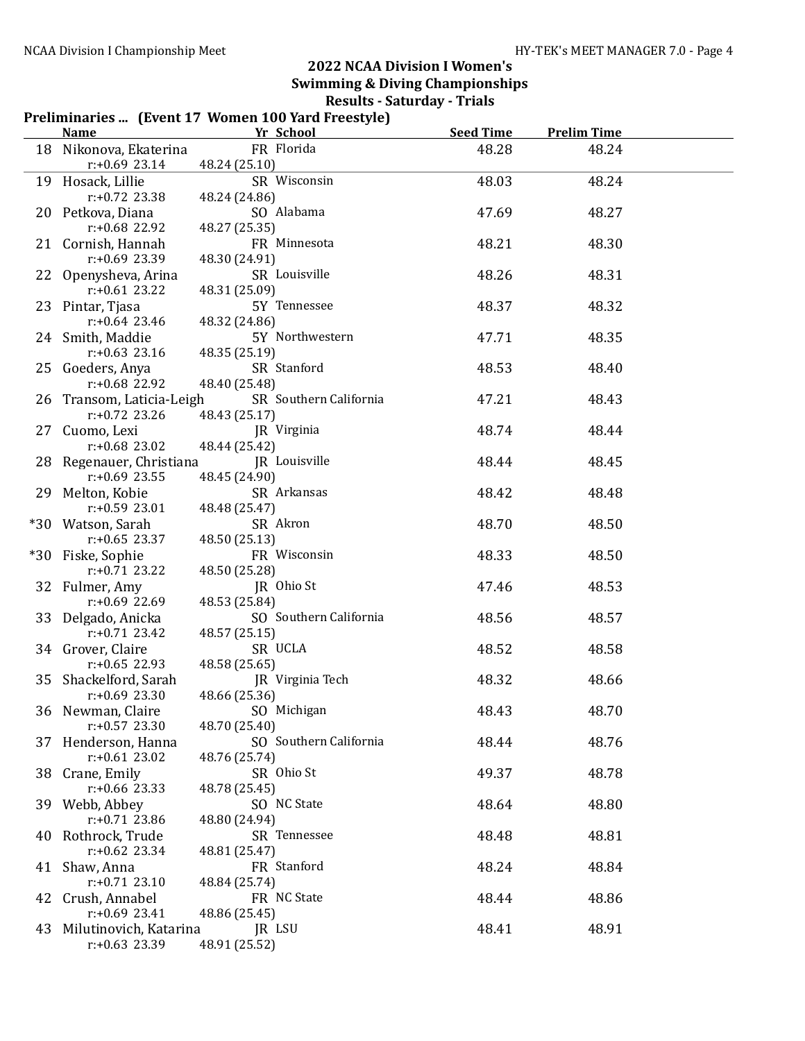## 2022 NCAA Division I Women's Swimming & Diving Championships

### Results - Saturday - Trials

**Preliminaries ... (Event 17 Women 100 Yard Freestyle)**

| | Name | Yr | School | Seed Time | Prelim Time |
|---|---|---|---|---|---|
| 18 | Nikonova, Ekaterina | FR | Florida | 48.28 | 48.24 |
| | r:+0.69 23.14 | 48.24 (25.10) | | | |
| 19 | Hosack, Lillie | SR | Wisconsin | 48.03 | 48.24 |
| | r:+0.72 23.38 | 48.24 (24.86) | | | |
| 20 | Petkova, Diana | SO | Alabama | 47.69 | 48.27 |
| | r:+0.68 22.92 | 48.27 (25.35) | | | |
| 21 | Cornish, Hannah | FR | Minnesota | 48.21 | 48.30 |
| | r:+0.69 23.39 | 48.30 (24.91) | | | |
| 22 | Openysheva, Arina | SR | Louisville | 48.26 | 48.31 |
| | r:+0.61 23.22 | 48.31 (25.09) | | | |
| 23 | Pintar, Tjasa | 5Y | Tennessee | 48.37 | 48.32 |
| | r:+0.64 23.46 | 48.32 (24.86) | | | |
| 24 | Smith, Maddie | 5Y | Northwestern | 47.71 | 48.35 |
| | r:+0.63 23.16 | 48.35 (25.19) | | | |
| 25 | Goeders, Anya | SR | Stanford | 48.53 | 48.40 |
| | r:+0.68 22.92 | 48.40 (25.48) | | | |
| 26 | Transom, Laticia-Leigh | SR | Southern California | 47.21 | 48.43 |
| | r:+0.72 23.26 | 48.43 (25.17) | | | |
| 27 | Cuomo, Lexi | JR | Virginia | 48.74 | 48.44 |
| | r:+0.68 23.02 | 48.44 (25.42) | | | |
| 28 | Regenauer, Christiana | JR | Louisville | 48.44 | 48.45 |
| | r:+0.69 23.55 | 48.45 (24.90) | | | |
| 29 | Melton, Kobie | SR | Arkansas | 48.42 | 48.48 |
| | r:+0.59 23.01 | 48.48 (25.47) | | | |
| *30 | Watson, Sarah | SR | Akron | 48.70 | 48.50 |
| | r:+0.65 23.37 | 48.50 (25.13) | | | |
| *30 | Fiske, Sophie | FR | Wisconsin | 48.33 | 48.50 |
| | r:+0.71 23.22 | 48.50 (25.28) | | | |
| 32 | Fulmer, Amy | JR | Ohio St | 47.46 | 48.53 |
| | r:+0.69 22.69 | 48.53 (25.84) | | | |
| 33 | Delgado, Anicka | SO | Southern California | 48.56 | 48.57 |
| | r:+0.71 23.42 | 48.57 (25.15) | | | |
| 34 | Grover, Claire | SR | UCLA | 48.52 | 48.58 |
| | r:+0.65 22.93 | 48.58 (25.65) | | | |
| 35 | Shackelford, Sarah | JR | Virginia Tech | 48.32 | 48.66 |
| | r:+0.69 23.30 | 48.66 (25.36) | | | |
| 36 | Newman, Claire | SO | Michigan | 48.43 | 48.70 |
| | r:+0.57 23.30 | 48.70 (25.40) | | | |
| 37 | Henderson, Hanna | SO | Southern California | 48.44 | 48.76 |
| | r:+0.61 23.02 | 48.76 (25.74) | | | |
| 38 | Crane, Emily | SR | Ohio St | 49.37 | 48.78 |
| | r:+0.66 23.33 | 48.78 (25.45) | | | |
| 39 | Webb, Abbey | SO | NC State | 48.64 | 48.80 |
| | r:+0.71 23.86 | 48.80 (24.94) | | | |
| 40 | Rothrock, Trude | SR | Tennessee | 48.48 | 48.81 |
| | r:+0.62 23.34 | 48.81 (25.47) | | | |
| 41 | Shaw, Anna | FR | Stanford | 48.24 | 48.84 |
| | r:+0.71 23.10 | 48.84 (25.74) | | | |
| 42 | Crush, Annabel | FR | NC State | 48.44 | 48.86 |
| | r:+0.69 23.41 | 48.86 (25.45) | | | |
| 43 | Milutinovich, Katarina | JR | LSU | 48.41 | 48.91 |
| | r:+0.63 23.39 | 48.91 (25.52) | | | |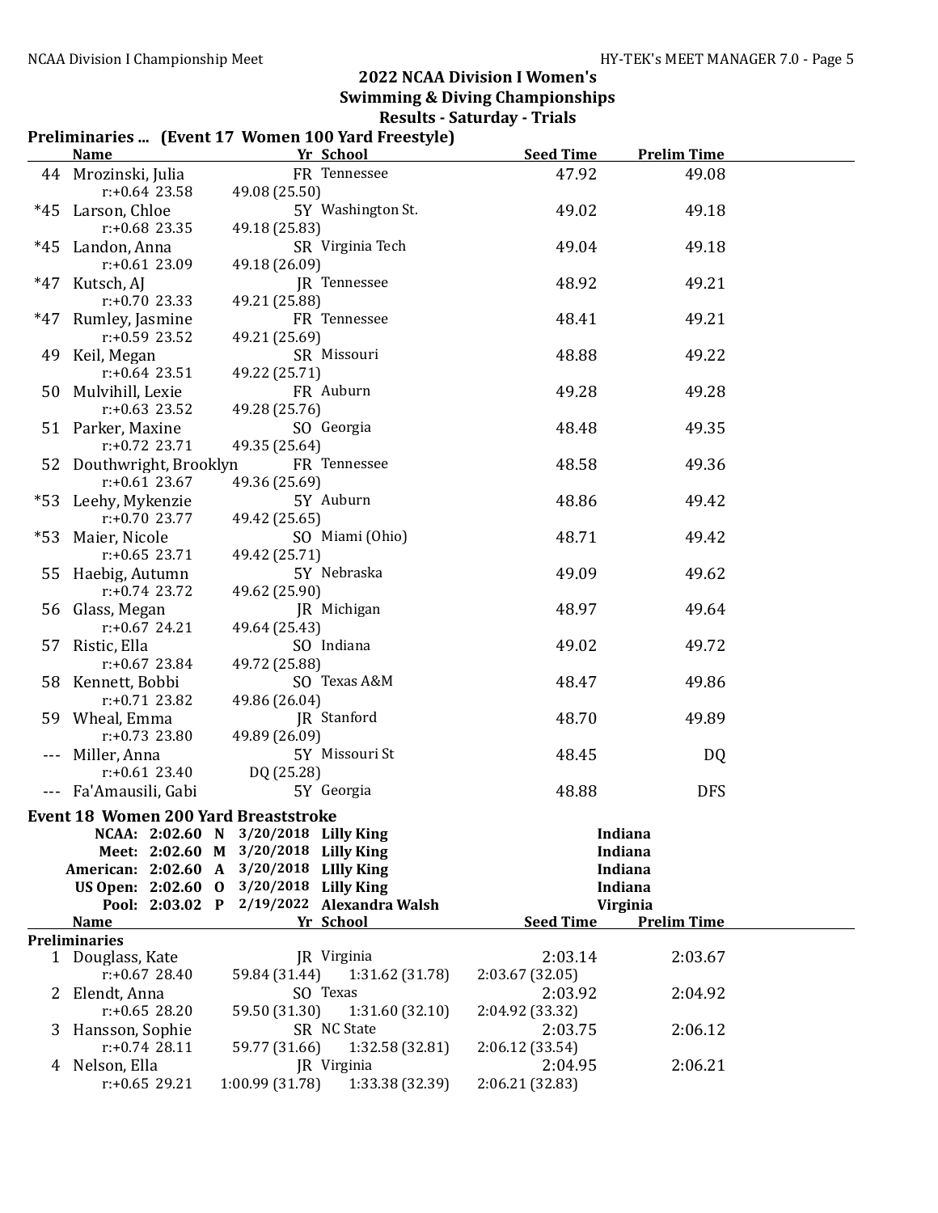## 2022 NCAA Division I Women's Swimming & Diving Championships

### Results - Saturday - Trials

### Preliminaries ... (Event 17 Women 100 Yard Freestyle)

| | Name | Yr | School | Seed Time | Prelim Time |
|---|---|---|---|---|---|
| 44 | Mrozinski, Julia | FR | Tennessee | 47.92 | 49.08 |
| | r:+0.64 23.58 | 49.08 (25.50) | | | |
| *45 | Larson, Chloe | 5Y | Washington St. | 49.02 | 49.18 |
| | r:+0.68 23.35 | 49.18 (25.83) | | | |
| *45 | Landon, Anna | SR | Virginia Tech | 49.04 | 49.18 |
| | r:+0.61 23.09 | 49.18 (26.09) | | | |
| *47 | Kutsch, AJ | JR | Tennessee | 48.92 | 49.21 |
| | r:+0.70 23.33 | 49.21 (25.88) | | | |
| *47 | Rumley, Jasmine | FR | Tennessee | 48.41 | 49.21 |
| | r:+0.59 23.52 | 49.21 (25.69) | | | |
| 49 | Keil, Megan | SR | Missouri | 48.88 | 49.22 |
| | r:+0.64 23.51 | 49.22 (25.71) | | | |
| 50 | Mulvihill, Lexie | FR | Auburn | 49.28 | 49.28 |
| | r:+0.63 23.52 | 49.28 (25.76) | | | |
| 51 | Parker, Maxine | SO | Georgia | 48.48 | 49.35 |
| | r:+0.72 23.71 | 49.35 (25.64) | | | |
| 52 | Douthwright, Brooklyn | FR | Tennessee | 48.58 | 49.36 |
| | r:+0.61 23.67 | 49.36 (25.69) | | | |
| *53 | Leehy, Mykenzie | 5Y | Auburn | 48.86 | 49.42 |
| | r:+0.70 23.77 | 49.42 (25.65) | | | |
| *53 | Maier, Nicole | SO | Miami (Ohio) | 48.71 | 49.42 |
| | r:+0.65 23.71 | 49.42 (25.71) | | | |
| 55 | Haebig, Autumn | 5Y | Nebraska | 49.09 | 49.62 |
| | r:+0.74 23.72 | 49.62 (25.90) | | | |
| 56 | Glass, Megan | JR | Michigan | 48.97 | 49.64 |
| | r:+0.67 24.21 | 49.64 (25.43) | | | |
| 57 | Ristic, Ella | SO | Indiana | 49.02 | 49.72 |
| | r:+0.67 23.84 | 49.72 (25.88) | | | |
| 58 | Kennett, Bobbi | SO | Texas A&M | 48.47 | 49.86 |
| | r:+0.71 23.82 | 49.86 (26.04) | | | |
| 59 | Wheal, Emma | JR | Stanford | 48.70 | 49.89 |
| | r:+0.73 23.80 | 49.89 (26.09) | | | |
| --- | Miller, Anna | 5Y | Missouri St | 48.45 | DQ |
| | r:+0.61 23.40 | DQ (25.28) | | | |
| --- | Fa'Amausili, Gabi | 5Y | Georgia | 48.88 | DFS |

### Event 18 Women 200 Yard Breaststroke

| Record | Time | | Date | Name | School |
|---|---|---|---|---|---|
| NCAA: | 2:02.60 | N | 3/20/2018 | Lilly King | Indiana |
| Meet: | 2:02.60 | M | 3/20/2018 | Lilly King | Indiana |
| American: | 2:02.60 | A | 3/20/2018 | LIlly King | Indiana |
| US Open: | 2:02.60 | O | 3/20/2018 | Lilly King | Indiana |
| Pool: | 2:03.02 | P | 2/19/2022 | Alexandra Walsh | Virginia |

**Preliminaries**

| | Name | Yr | School | | Seed Time | Prelim Time |
|---|---|---|---|---|---|---|
| 1 | Douglass, Kate | JR | Virginia | | 2:03.14 | 2:03.67 |
| | r:+0.67 28.40 | 59.84 (31.44) | 1:31.62 (31.78) | 2:03.67 (32.05) | | |
| 2 | Elendt, Anna | SO | Texas | | 2:03.92 | 2:04.92 |
| | r:+0.65 28.20 | 59.50 (31.30) | 1:31.60 (32.10) | 2:04.92 (33.32) | | |
| 3 | Hansson, Sophie | SR | NC State | | 2:03.75 | 2:06.12 |
| | r:+0.74 28.11 | 59.77 (31.66) | 1:32.58 (32.81) | 2:06.12 (33.54) | | |
| 4 | Nelson, Ella | JR | Virginia | | 2:04.95 | 2:06.21 |
| | r:+0.65 29.21 | 1:00.99 (31.78) | 1:33.38 (32.39) | 2:06.21 (32.83) | | |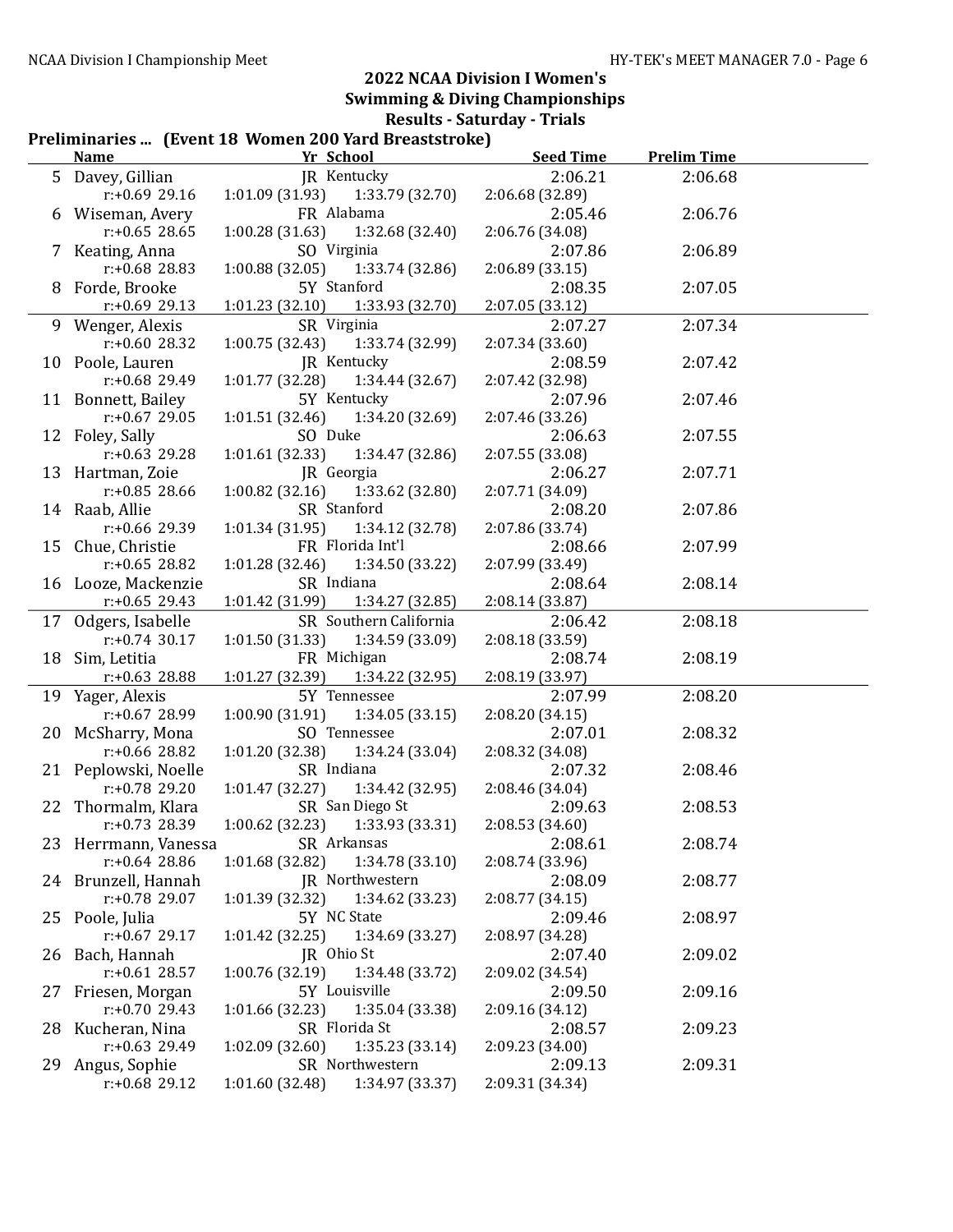## 2022 NCAA Division I Women's Swimming & Diving Championships

### Results - Saturday - Trials

**Preliminaries ... (Event 18 Women 200 Yard Breaststroke)**

| | Name | Yr | School | Seed Time | Prelim Time |
|---|---|---|---|---|---|
| 5 | Davey, Gillian | JR | Kentucky | 2:06.21 | 2:06.68 |
| | r:+0.69 29.16 | 1:01.09 (31.93) | 1:33.79 (32.70) | 2:06.68 (32.89) | |
| 6 | Wiseman, Avery | FR | Alabama | 2:05.46 | 2:06.76 |
| | r:+0.65 28.65 | 1:00.28 (31.63) | 1:32.68 (32.40) | 2:06.76 (34.08) | |
| 7 | Keating, Anna | SO | Virginia | 2:07.86 | 2:06.89 |
| | r:+0.68 28.83 | 1:00.88 (32.05) | 1:33.74 (32.86) | 2:06.89 (33.15) | |
| 8 | Forde, Brooke | 5Y | Stanford | 2:08.35 | 2:07.05 |
| | r:+0.69 29.13 | 1:01.23 (32.10) | 1:33.93 (32.70) | 2:07.05 (33.12) | |
| 9 | Wenger, Alexis | SR | Virginia | 2:07.27 | 2:07.34 |
| | r:+0.60 28.32 | 1:00.75 (32.43) | 1:33.74 (32.99) | 2:07.34 (33.60) | |
| 10 | Poole, Lauren | JR | Kentucky | 2:08.59 | 2:07.42 |
| | r:+0.68 29.49 | 1:01.77 (32.28) | 1:34.44 (32.67) | 2:07.42 (32.98) | |
| 11 | Bonnett, Bailey | 5Y | Kentucky | 2:07.96 | 2:07.46 |
| | r:+0.67 29.05 | 1:01.51 (32.46) | 1:34.20 (32.69) | 2:07.46 (33.26) | |
| 12 | Foley, Sally | SO | Duke | 2:06.63 | 2:07.55 |
| | r:+0.63 29.28 | 1:01.61 (32.33) | 1:34.47 (32.86) | 2:07.55 (33.08) | |
| 13 | Hartman, Zoie | JR | Georgia | 2:06.27 | 2:07.71 |
| | r:+0.85 28.66 | 1:00.82 (32.16) | 1:33.62 (32.80) | 2:07.71 (34.09) | |
| 14 | Raab, Allie | SR | Stanford | 2:08.20 | 2:07.86 |
| | r:+0.66 29.39 | 1:01.34 (31.95) | 1:34.12 (32.78) | 2:07.86 (33.74) | |
| 15 | Chue, Christie | FR | Florida Int'l | 2:08.66 | 2:07.99 |
| | r:+0.65 28.82 | 1:01.28 (32.46) | 1:34.50 (33.22) | 2:07.99 (33.49) | |
| 16 | Looze, Mackenzie | SR | Indiana | 2:08.64 | 2:08.14 |
| | r:+0.65 29.43 | 1:01.42 (31.99) | 1:34.27 (32.85) | 2:08.14 (33.87) | |
| 17 | Odgers, Isabelle | SR | Southern California | 2:06.42 | 2:08.18 |
| | r:+0.74 30.17 | 1:01.50 (31.33) | 1:34.59 (33.09) | 2:08.18 (33.59) | |
| 18 | Sim, Letitia | FR | Michigan | 2:08.74 | 2:08.19 |
| | r:+0.63 28.88 | 1:01.27 (32.39) | 1:34.22 (32.95) | 2:08.19 (33.97) | |
| 19 | Yager, Alexis | 5Y | Tennessee | 2:07.99 | 2:08.20 |
| | r:+0.67 28.99 | 1:00.90 (31.91) | 1:34.05 (33.15) | 2:08.20 (34.15) | |
| 20 | McSharry, Mona | SO | Tennessee | 2:07.01 | 2:08.32 |
| | r:+0.66 28.82 | 1:01.20 (32.38) | 1:34.24 (33.04) | 2:08.32 (34.08) | |
| 21 | Peplowski, Noelle | SR | Indiana | 2:07.32 | 2:08.46 |
| | r:+0.78 29.20 | 1:01.47 (32.27) | 1:34.42 (32.95) | 2:08.46 (34.04) | |
| 22 | Thormalm, Klara | SR | San Diego St | 2:09.63 | 2:08.53 |
| | r:+0.73 28.39 | 1:00.62 (32.23) | 1:33.93 (33.31) | 2:08.53 (34.60) | |
| 23 | Herrmann, Vanessa | SR | Arkansas | 2:08.61 | 2:08.74 |
| | r:+0.64 28.86 | 1:01.68 (32.82) | 1:34.78 (33.10) | 2:08.74 (33.96) | |
| 24 | Brunzell, Hannah | JR | Northwestern | 2:08.09 | 2:08.77 |
| | r:+0.78 29.07 | 1:01.39 (32.32) | 1:34.62 (33.23) | 2:08.77 (34.15) | |
| 25 | Poole, Julia | 5Y | NC State | 2:09.46 | 2:08.97 |
| | r:+0.67 29.17 | 1:01.42 (32.25) | 1:34.69 (33.27) | 2:08.97 (34.28) | |
| 26 | Bach, Hannah | JR | Ohio St | 2:07.40 | 2:09.02 |
| | r:+0.61 28.57 | 1:00.76 (32.19) | 1:34.48 (33.72) | 2:09.02 (34.54) | |
| 27 | Friesen, Morgan | 5Y | Louisville | 2:09.50 | 2:09.16 |
| | r:+0.70 29.43 | 1:01.66 (32.23) | 1:35.04 (33.38) | 2:09.16 (34.12) | |
| 28 | Kucheran, Nina | SR | Florida St | 2:08.57 | 2:09.23 |
| | r:+0.63 29.49 | 1:02.09 (32.60) | 1:35.23 (33.14) | 2:09.23 (34.00) | |
| 29 | Angus, Sophie | SR | Northwestern | 2:09.13 | 2:09.31 |
| | r:+0.68 29.12 | 1:01.60 (32.48) | 1:34.97 (33.37) | 2:09.31 (34.34) | |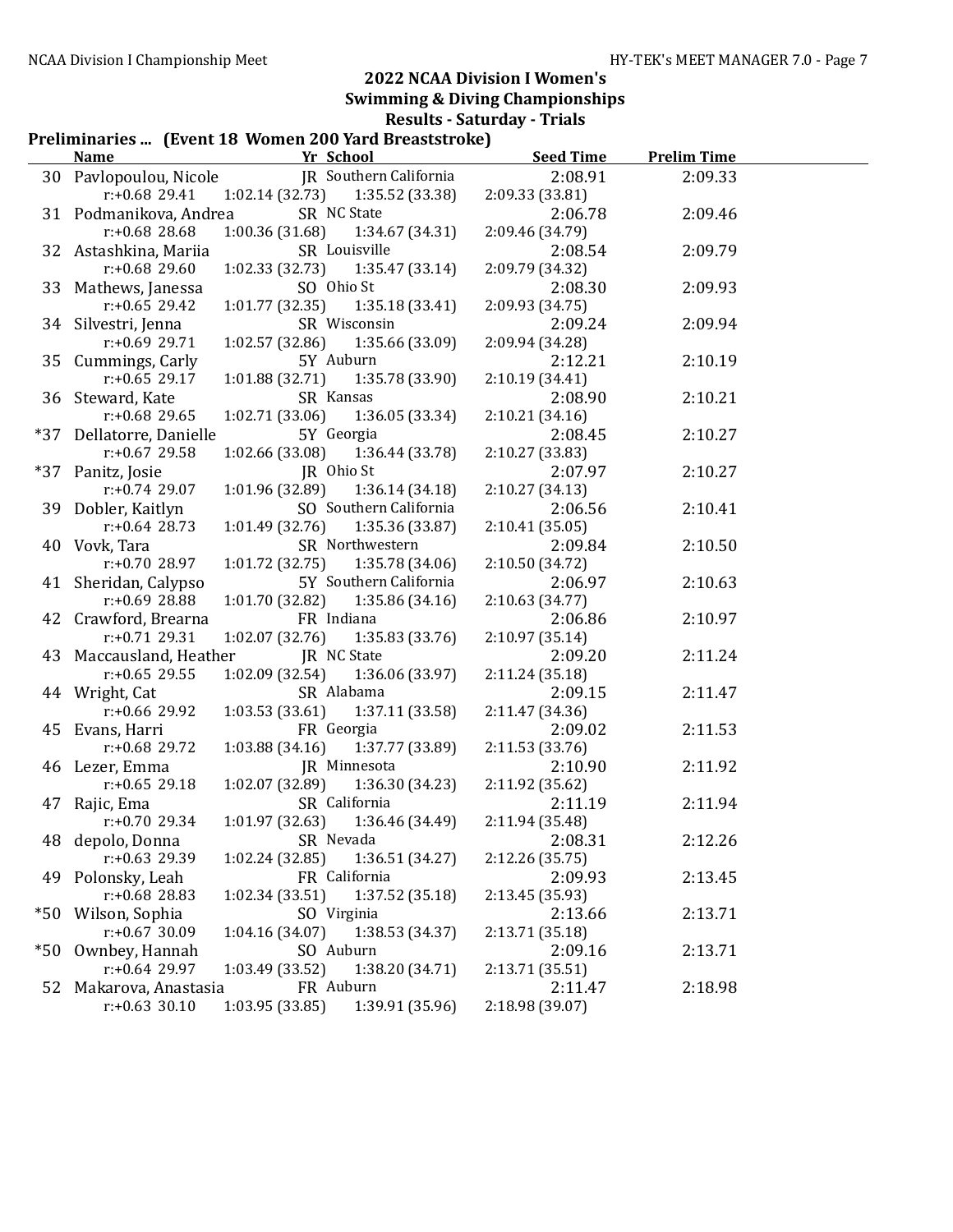## 2022 NCAA Division I Women's Swimming & Diving Championships

### Results - Saturday - Trials

**Preliminaries ... (Event 18 Women 200 Yard Breaststroke)**

| | Name | Yr | School | Seed Time | Prelim Time |
|---|---|---|---|---|---|
| 30 | Pavlopoulou, Nicole | JR | Southern California | 2:08.91 | 2:09.33 |
| | r:+0.68 29.41 | 1:02.14 (32.73) | 1:35.52 (33.38) | 2:09.33 (33.81) | |
| 31 | Podmanikova, Andrea | SR | NC State | 2:06.78 | 2:09.46 |
| | r:+0.68 28.68 | 1:00.36 (31.68) | 1:34.67 (34.31) | 2:09.46 (34.79) | |
| 32 | Astashkina, Mariia | SR | Louisville | 2:08.54 | 2:09.79 |
| | r:+0.68 29.60 | 1:02.33 (32.73) | 1:35.47 (33.14) | 2:09.79 (34.32) | |
| 33 | Mathews, Janessa | SO | Ohio St | 2:08.30 | 2:09.93 |
| | r:+0.65 29.42 | 1:01.77 (32.35) | 1:35.18 (33.41) | 2:09.93 (34.75) | |
| 34 | Silvestri, Jenna | SR | Wisconsin | 2:09.24 | 2:09.94 |
| | r:+0.69 29.71 | 1:02.57 (32.86) | 1:35.66 (33.09) | 2:09.94 (34.28) | |
| 35 | Cummings, Carly | 5Y | Auburn | 2:12.21 | 2:10.19 |
| | r:+0.65 29.17 | 1:01.88 (32.71) | 1:35.78 (33.90) | 2:10.19 (34.41) | |
| 36 | Steward, Kate | SR | Kansas | 2:08.90 | 2:10.21 |
| | r:+0.68 29.65 | 1:02.71 (33.06) | 1:36.05 (33.34) | 2:10.21 (34.16) | |
| *37 | Dellatorre, Danielle | 5Y | Georgia | 2:08.45 | 2:10.27 |
| | r:+0.67 29.58 | 1:02.66 (33.08) | 1:36.44 (33.78) | 2:10.27 (33.83) | |
| *37 | Panitz, Josie | JR | Ohio St | 2:07.97 | 2:10.27 |
| | r:+0.74 29.07 | 1:01.96 (32.89) | 1:36.14 (34.18) | 2:10.27 (34.13) | |
| 39 | Dobler, Kaitlyn | SO | Southern California | 2:06.56 | 2:10.41 |
| | r:+0.64 28.73 | 1:01.49 (32.76) | 1:35.36 (33.87) | 2:10.41 (35.05) | |
| 40 | Vovk, Tara | SR | Northwestern | 2:09.84 | 2:10.50 |
| | r:+0.70 28.97 | 1:01.72 (32.75) | 1:35.78 (34.06) | 2:10.50 (34.72) | |
| 41 | Sheridan, Calypso | 5Y | Southern California | 2:06.97 | 2:10.63 |
| | r:+0.69 28.88 | 1:01.70 (32.82) | 1:35.86 (34.16) | 2:10.63 (34.77) | |
| 42 | Crawford, Brearna | FR | Indiana | 2:06.86 | 2:10.97 |
| | r:+0.71 29.31 | 1:02.07 (32.76) | 1:35.83 (33.76) | 2:10.97 (35.14) | |
| 43 | Maccausland, Heather | JR | NC State | 2:09.20 | 2:11.24 |
| | r:+0.65 29.55 | 1:02.09 (32.54) | 1:36.06 (33.97) | 2:11.24 (35.18) | |
| 44 | Wright, Cat | SR | Alabama | 2:09.15 | 2:11.47 |
| | r:+0.66 29.92 | 1:03.53 (33.61) | 1:37.11 (33.58) | 2:11.47 (34.36) | |
| 45 | Evans, Harri | FR | Georgia | 2:09.02 | 2:11.53 |
| | r:+0.68 29.72 | 1:03.88 (34.16) | 1:37.77 (33.89) | 2:11.53 (33.76) | |
| 46 | Lezer, Emma | JR | Minnesota | 2:10.90 | 2:11.92 |
| | r:+0.65 29.18 | 1:02.07 (32.89) | 1:36.30 (34.23) | 2:11.92 (35.62) | |
| 47 | Rajic, Ema | SR | California | 2:11.19 | 2:11.94 |
| | r:+0.70 29.34 | 1:01.97 (32.63) | 1:36.46 (34.49) | 2:11.94 (35.48) | |
| 48 | depolo, Donna | SR | Nevada | 2:08.31 | 2:12.26 |
| | r:+0.63 29.39 | 1:02.24 (32.85) | 1:36.51 (34.27) | 2:12.26 (35.75) | |
| 49 | Polonsky, Leah | FR | California | 2:09.93 | 2:13.45 |
| | r:+0.68 28.83 | 1:02.34 (33.51) | 1:37.52 (35.18) | 2:13.45 (35.93) | |
| *50 | Wilson, Sophia | SO | Virginia | 2:13.66 | 2:13.71 |
| | r:+0.67 30.09 | 1:04.16 (34.07) | 1:38.53 (34.37) | 2:13.71 (35.18) | |
| *50 | Ownbey, Hannah | SO | Auburn | 2:09.16 | 2:13.71 |
| | r:+0.64 29.97 | 1:03.49 (33.52) | 1:38.20 (34.71) | 2:13.71 (35.51) | |
| 52 | Makarova, Anastasia | FR | Auburn | 2:11.47 | 2:18.98 |
| | r:+0.63 30.10 | 1:03.95 (33.85) | 1:39.91 (35.96) | 2:18.98 (39.07) | |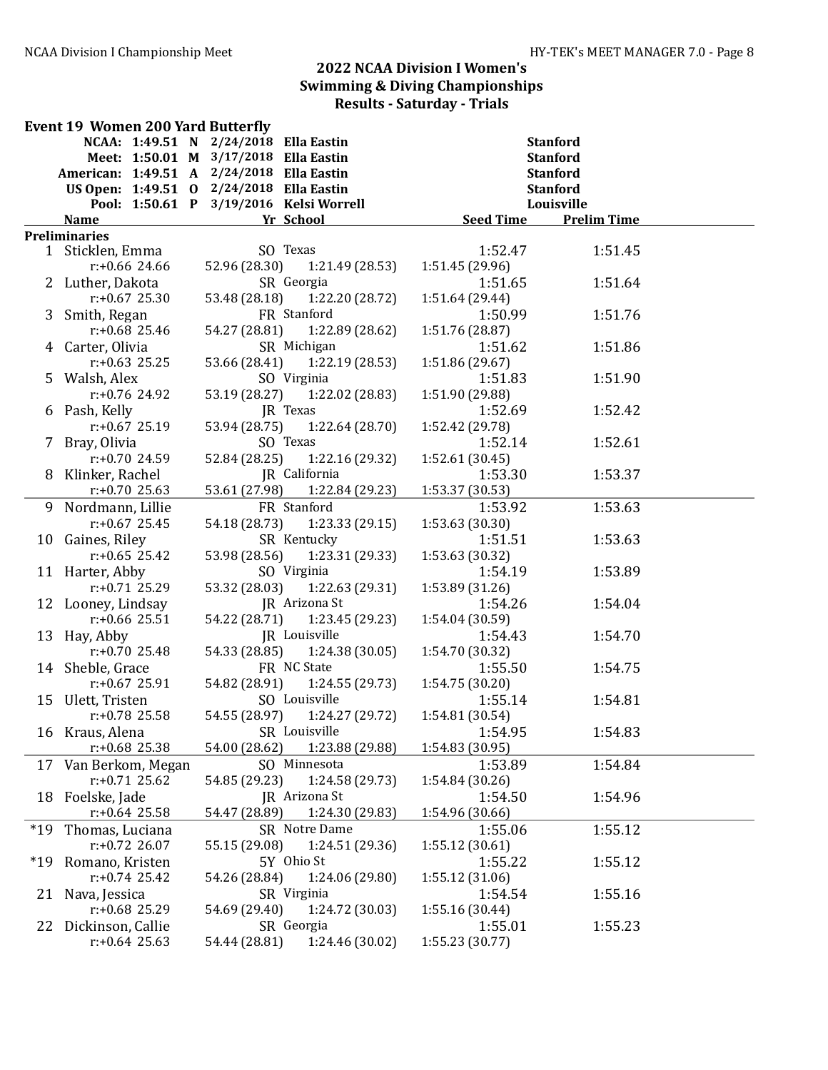# 2022 NCAA Division I Women's Swimming & Diving Championships

## Results - Saturday - Trials

### Event 19 Women 200 Yard Butterfly

| Record | Time | Code | Date | Name | School |
|---|---|---|---|---|---|
| NCAA: | 1:49.51 | N | 2/24/2018 | Ella Eastin | Stanford |
| Meet: | 1:50.01 | M | 3/17/2018 | Ella Eastin | Stanford |
| American: | 1:49.51 | A | 2/24/2018 | Ella Eastin | Stanford |
| US Open: | 1:49.51 | O | 2/24/2018 | Ella Eastin | Stanford |
| Pool: | 1:50.61 | P | 3/19/2016 | Kelsi Worrell | Louisville |

**Preliminaries**

| Place | Name | Yr | School | Seed Time | Prelim Time |
|---|---|---|---|---|---|
| 1 | Sticklen, Emma | SO | Texas | 1:52.47 | 1:51.45 |
| | r:+0.66 24.66 | 52.96 (28.30) | 1:21.49 (28.53) | 1:51.45 (29.96) | |
| 2 | Luther, Dakota | SR | Georgia | 1:51.65 | 1:51.64 |
| | r:+0.67 25.30 | 53.48 (28.18) | 1:22.20 (28.72) | 1:51.64 (29.44) | |
| 3 | Smith, Regan | FR | Stanford | 1:50.99 | 1:51.76 |
| | r:+0.68 25.46 | 54.27 (28.81) | 1:22.89 (28.62) | 1:51.76 (28.87) | |
| 4 | Carter, Olivia | SR | Michigan | 1:51.62 | 1:51.86 |
| | r:+0.63 25.25 | 53.66 (28.41) | 1:22.19 (28.53) | 1:51.86 (29.67) | |
| 5 | Walsh, Alex | SO | Virginia | 1:51.83 | 1:51.90 |
| | r:+0.76 24.92 | 53.19 (28.27) | 1:22.02 (28.83) | 1:51.90 (29.88) | |
| 6 | Pash, Kelly | JR | Texas | 1:52.69 | 1:52.42 |
| | r:+0.67 25.19 | 53.94 (28.75) | 1:22.64 (28.70) | 1:52.42 (29.78) | |
| 7 | Bray, Olivia | SO | Texas | 1:52.14 | 1:52.61 |
| | r:+0.70 24.59 | 52.84 (28.25) | 1:22.16 (29.32) | 1:52.61 (30.45) | |
| 8 | Klinker, Rachel | JR | California | 1:53.30 | 1:53.37 |
| | r:+0.70 25.63 | 53.61 (27.98) | 1:22.84 (29.23) | 1:53.37 (30.53) | |
| 9 | Nordmann, Lillie | FR | Stanford | 1:53.92 | 1:53.63 |
| | r:+0.67 25.45 | 54.18 (28.73) | 1:23.33 (29.15) | 1:53.63 (30.30) | |
| 10 | Gaines, Riley | SR | Kentucky | 1:51.51 | 1:53.63 |
| | r:+0.65 25.42 | 53.98 (28.56) | 1:23.31 (29.33) | 1:53.63 (30.32) | |
| 11 | Harter, Abby | SO | Virginia | 1:54.19 | 1:53.89 |
| | r:+0.71 25.29 | 53.32 (28.03) | 1:22.63 (29.31) | 1:53.89 (31.26) | |
| 12 | Looney, Lindsay | JR | Arizona St | 1:54.26 | 1:54.04 |
| | r:+0.66 25.51 | 54.22 (28.71) | 1:23.45 (29.23) | 1:54.04 (30.59) | |
| 13 | Hay, Abby | JR | Louisville | 1:54.43 | 1:54.70 |
| | r:+0.70 25.48 | 54.33 (28.85) | 1:24.38 (30.05) | 1:54.70 (30.32) | |
| 14 | Sheble, Grace | FR | NC State | 1:55.50 | 1:54.75 |
| | r:+0.67 25.91 | 54.82 (28.91) | 1:24.55 (29.73) | 1:54.75 (30.20) | |
| 15 | Ulett, Tristen | SO | Louisville | 1:55.14 | 1:54.81 |
| | r:+0.78 25.58 | 54.55 (28.97) | 1:24.27 (29.72) | 1:54.81 (30.54) | |
| 16 | Kraus, Alena | SR | Louisville | 1:54.95 | 1:54.83 |
| | r:+0.68 25.38 | 54.00 (28.62) | 1:23.88 (29.88) | 1:54.83 (30.95) | |
| 17 | Van Berkom, Megan | SO | Minnesota | 1:53.89 | 1:54.84 |
| | r:+0.71 25.62 | 54.85 (29.23) | 1:24.58 (29.73) | 1:54.84 (30.26) | |
| 18 | Foelske, Jade | JR | Arizona St | 1:54.50 | 1:54.96 |
| | r:+0.64 25.58 | 54.47 (28.89) | 1:24.30 (29.83) | 1:54.96 (30.66) | |
| *19 | Thomas, Luciana | SR | Notre Dame | 1:55.06 | 1:55.12 |
| | r:+0.72 26.07 | 55.15 (29.08) | 1:24.51 (29.36) | 1:55.12 (30.61) | |
| *19 | Romano, Kristen | 5Y | Ohio St | 1:55.22 | 1:55.12 |
| | r:+0.74 25.42 | 54.26 (28.84) | 1:24.06 (29.80) | 1:55.12 (31.06) | |
| 21 | Nava, Jessica | SR | Virginia | 1:54.54 | 1:55.16 |
| | r:+0.68 25.29 | 54.69 (29.40) | 1:24.72 (30.03) | 1:55.16 (30.44) | |
| 22 | Dickinson, Callie | SR | Georgia | 1:55.01 | 1:55.23 |
| | r:+0.64 25.63 | 54.44 (28.81) | 1:24.46 (30.02) | 1:55.23 (30.77) | |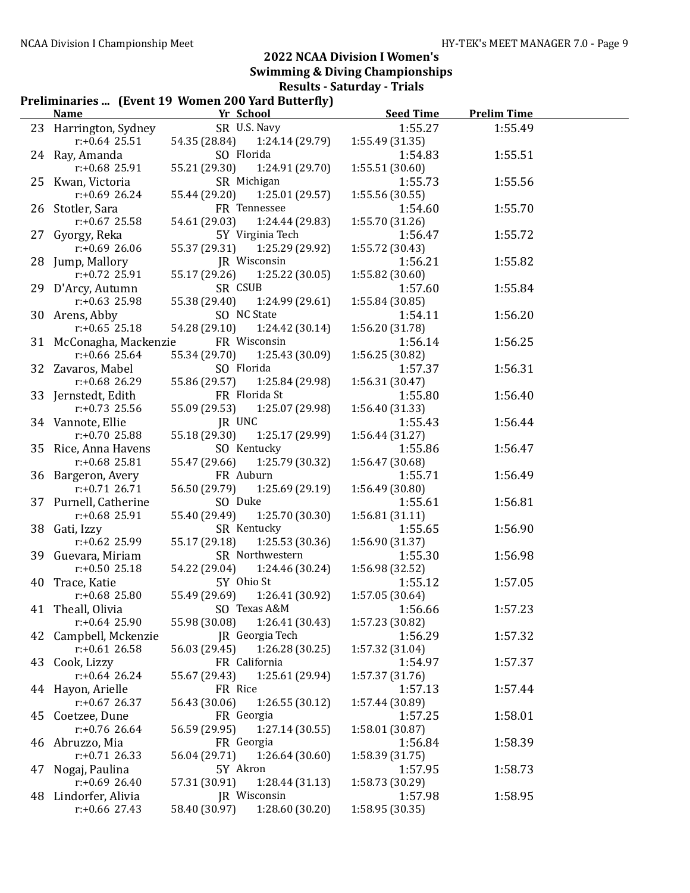# 2022 NCAA Division I Women's Swimming & Diving Championships

## Results - Saturday - Trials

### Preliminaries ... (Event 19 Women 200 Yard Butterfly)

| | Name | Yr | School | Seed Time | Prelim Time |
|---|---|---|---|---|---|
| 23 | Harrington, Sydney | SR | U.S. Navy | 1:55.27 | 1:55.49 |
| | r:+0.64 25.51 | 54.35 (28.84) | 1:24.14 (29.79) | 1:55.49 (31.35) | |
| 24 | Ray, Amanda | SO | Florida | 1:54.83 | 1:55.51 |
| | r:+0.68 25.91 | 55.21 (29.30) | 1:24.91 (29.70) | 1:55.51 (30.60) | |
| 25 | Kwan, Victoria | SR | Michigan | 1:55.73 | 1:55.56 |
| | r:+0.69 26.24 | 55.44 (29.20) | 1:25.01 (29.57) | 1:55.56 (30.55) | |
| 26 | Stotler, Sara | FR | Tennessee | 1:54.60 | 1:55.70 |
| | r:+0.67 25.58 | 54.61 (29.03) | 1:24.44 (29.83) | 1:55.70 (31.26) | |
| 27 | Gyorgy, Reka | 5Y | Virginia Tech | 1:56.47 | 1:55.72 |
| | r:+0.69 26.06 | 55.37 (29.31) | 1:25.29 (29.92) | 1:55.72 (30.43) | |
| 28 | Jump, Mallory | JR | Wisconsin | 1:56.21 | 1:55.82 |
| | r:+0.72 25.91 | 55.17 (29.26) | 1:25.22 (30.05) | 1:55.82 (30.60) | |
| 29 | D'Arcy, Autumn | SR | CSUB | 1:57.60 | 1:55.84 |
| | r:+0.63 25.98 | 55.38 (29.40) | 1:24.99 (29.61) | 1:55.84 (30.85) | |
| 30 | Arens, Abby | SO | NC State | 1:54.11 | 1:56.20 |
| | r:+0.65 25.18 | 54.28 (29.10) | 1:24.42 (30.14) | 1:56.20 (31.78) | |
| 31 | McConagha, Mackenzie | FR | Wisconsin | 1:56.14 | 1:56.25 |
| | r:+0.66 25.64 | 55.34 (29.70) | 1:25.43 (30.09) | 1:56.25 (30.82) | |
| 32 | Zavaros, Mabel | SO | Florida | 1:57.37 | 1:56.31 |
| | r:+0.68 26.29 | 55.86 (29.57) | 1:25.84 (29.98) | 1:56.31 (30.47) | |
| 33 | Jernstedt, Edith | FR | Florida St | 1:55.80 | 1:56.40 |
| | r:+0.73 25.56 | 55.09 (29.53) | 1:25.07 (29.98) | 1:56.40 (31.33) | |
| 34 | Vannote, Ellie | JR | UNC | 1:55.43 | 1:56.44 |
| | r:+0.70 25.88 | 55.18 (29.30) | 1:25.17 (29.99) | 1:56.44 (31.27) | |
| 35 | Rice, Anna Havens | SO | Kentucky | 1:55.86 | 1:56.47 |
| | r:+0.68 25.81 | 55.47 (29.66) | 1:25.79 (30.32) | 1:56.47 (30.68) | |
| 36 | Bargeron, Avery | FR | Auburn | 1:55.71 | 1:56.49 |
| | r:+0.71 26.71 | 56.50 (29.79) | 1:25.69 (29.19) | 1:56.49 (30.80) | |
| 37 | Purnell, Catherine | SO | Duke | 1:55.61 | 1:56.81 |
| | r:+0.68 25.91 | 55.40 (29.49) | 1:25.70 (30.30) | 1:56.81 (31.11) | |
| 38 | Gati, Izzy | SR | Kentucky | 1:55.65 | 1:56.90 |
| | r:+0.62 25.99 | 55.17 (29.18) | 1:25.53 (30.36) | 1:56.90 (31.37) | |
| 39 | Guevara, Miriam | SR | Northwestern | 1:55.30 | 1:56.98 |
| | r:+0.50 25.18 | 54.22 (29.04) | 1:24.46 (30.24) | 1:56.98 (32.52) | |
| 40 | Trace, Katie | 5Y | Ohio St | 1:55.12 | 1:57.05 |
| | r:+0.68 25.80 | 55.49 (29.69) | 1:26.41 (30.92) | 1:57.05 (30.64) | |
| 41 | Theall, Olivia | SO | Texas A&M | 1:56.66 | 1:57.23 |
| | r:+0.64 25.90 | 55.98 (30.08) | 1:26.41 (30.43) | 1:57.23 (30.82) | |
| 42 | Campbell, Mckenzie | JR | Georgia Tech | 1:56.29 | 1:57.32 |
| | r:+0.61 26.58 | 56.03 (29.45) | 1:26.28 (30.25) | 1:57.32 (31.04) | |
| 43 | Cook, Lizzy | FR | California | 1:54.97 | 1:57.37 |
| | r:+0.64 26.24 | 55.67 (29.43) | 1:25.61 (29.94) | 1:57.37 (31.76) | |
| 44 | Hayon, Arielle | FR | Rice | 1:57.13 | 1:57.44 |
| | r:+0.67 26.37 | 56.43 (30.06) | 1:26.55 (30.12) | 1:57.44 (30.89) | |
| 45 | Coetzee, Dune | FR | Georgia | 1:57.25 | 1:58.01 |
| | r:+0.76 26.64 | 56.59 (29.95) | 1:27.14 (30.55) | 1:58.01 (30.87) | |
| 46 | Abruzzo, Mia | FR | Georgia | 1:56.84 | 1:58.39 |
| | r:+0.71 26.33 | 56.04 (29.71) | 1:26.64 (30.60) | 1:58.39 (31.75) | |
| 47 | Nogaj, Paulina | 5Y | Akron | 1:57.95 | 1:58.73 |
| | r:+0.69 26.40 | 57.31 (30.91) | 1:28.44 (31.13) | 1:58.73 (30.29) | |
| 48 | Lindorfer, Alivia | JR | Wisconsin | 1:57.98 | 1:58.95 |
| | r:+0.66 27.43 | 58.40 (30.97) | 1:28.60 (30.20) | 1:58.95 (30.35) | |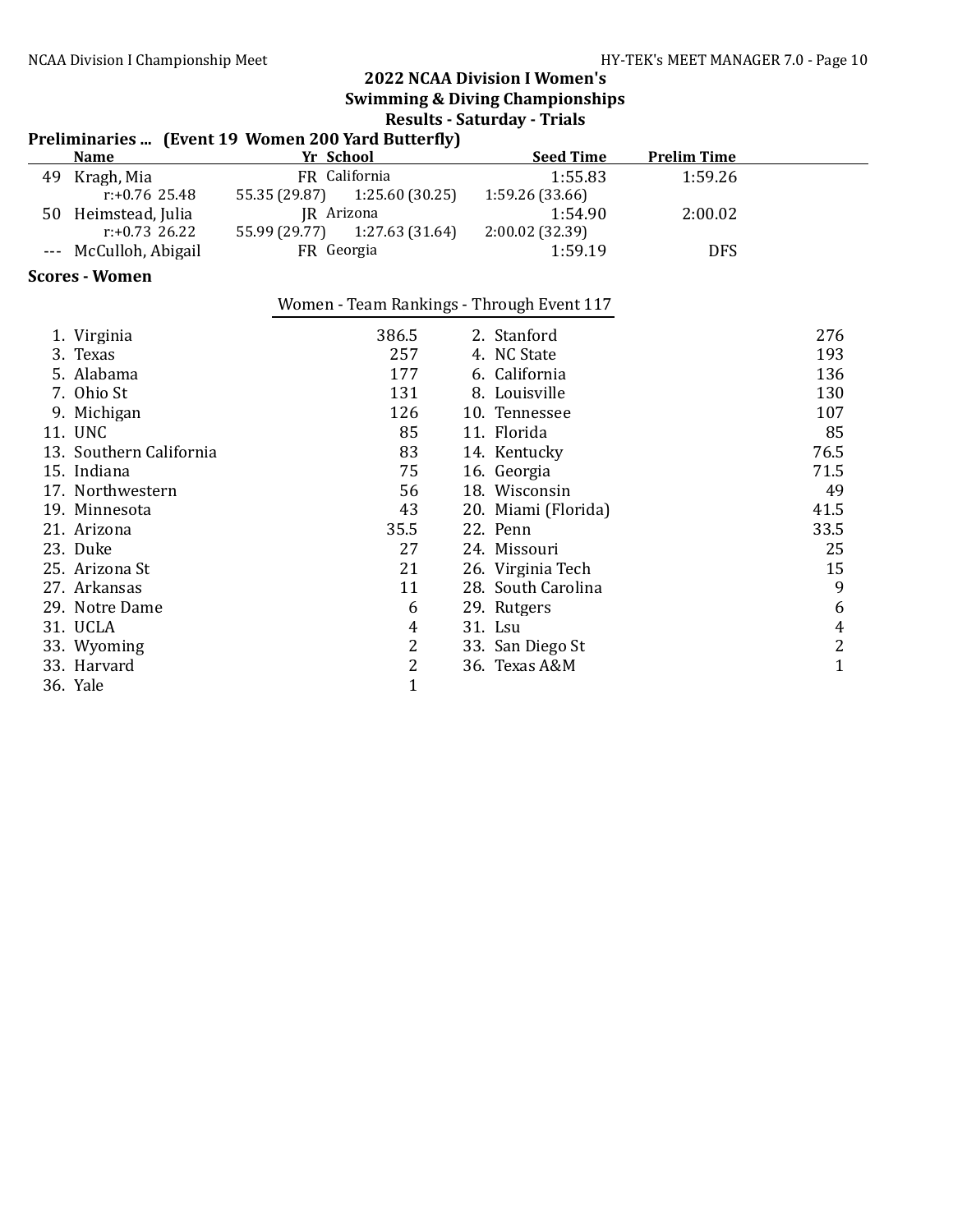## 2022 NCAA Division I Women's Swimming & Diving Championships

### Results - Saturday - Trials

**Preliminaries ... (Event 19 Women 200 Yard Butterfly)**

| | Name | Yr | School | Seed Time | Prelim Time |
|---|---|---|---|---|---|
| 49 | Kragh, Mia | FR | California | 1:55.83 | 1:59.26 |
| | r:+0.76 25.48 | 55.35 (29.87) | 1:25.60 (30.25) | 1:59.26 (33.66) | |
| 50 | Heimstead, Julia | JR | Arizona | 1:54.90 | 2:00.02 |
| | r:+0.73 26.22 | 55.99 (29.77) | 1:27.63 (31.64) | 2:00.02 (32.39) | |
| --- | McCulloh, Abigail | FR | Georgia | 1:59.19 | DFS |

**Scores - Women**

Women - Team Rankings - Through Event 117

| | | | | | |
|---|---|---|---|---|---|
| 1. | Virginia | 386.5 | 2. | Stanford | 276 |
| 3. | Texas | 257 | 4. | NC State | 193 |
| 5. | Alabama | 177 | 6. | California | 136 |
| 7. | Ohio St | 131 | 8. | Louisville | 130 |
| 9. | Michigan | 126 | 10. | Tennessee | 107 |
| 11. | UNC | 85 | 11. | Florida | 85 |
| 13. | Southern California | 83 | 14. | Kentucky | 76.5 |
| 15. | Indiana | 75 | 16. | Georgia | 71.5 |
| 17. | Northwestern | 56 | 18. | Wisconsin | 49 |
| 19. | Minnesota | 43 | 20. | Miami (Florida) | 41.5 |
| 21. | Arizona | 35.5 | 22. | Penn | 33.5 |
| 23. | Duke | 27 | 24. | Missouri | 25 |
| 25. | Arizona St | 21 | 26. | Virginia Tech | 15 |
| 27. | Arkansas | 11 | 28. | South Carolina | 9 |
| 29. | Notre Dame | 6 | 29. | Rutgers | 6 |
| 31. | UCLA | 4 | 31. | Lsu | 4 |
| 33. | Wyoming | 2 | 33. | San Diego St | 2 |
| 33. | Harvard | 2 | 36. | Texas A&M | 1 |
| 36. | Yale | 1 | | | |